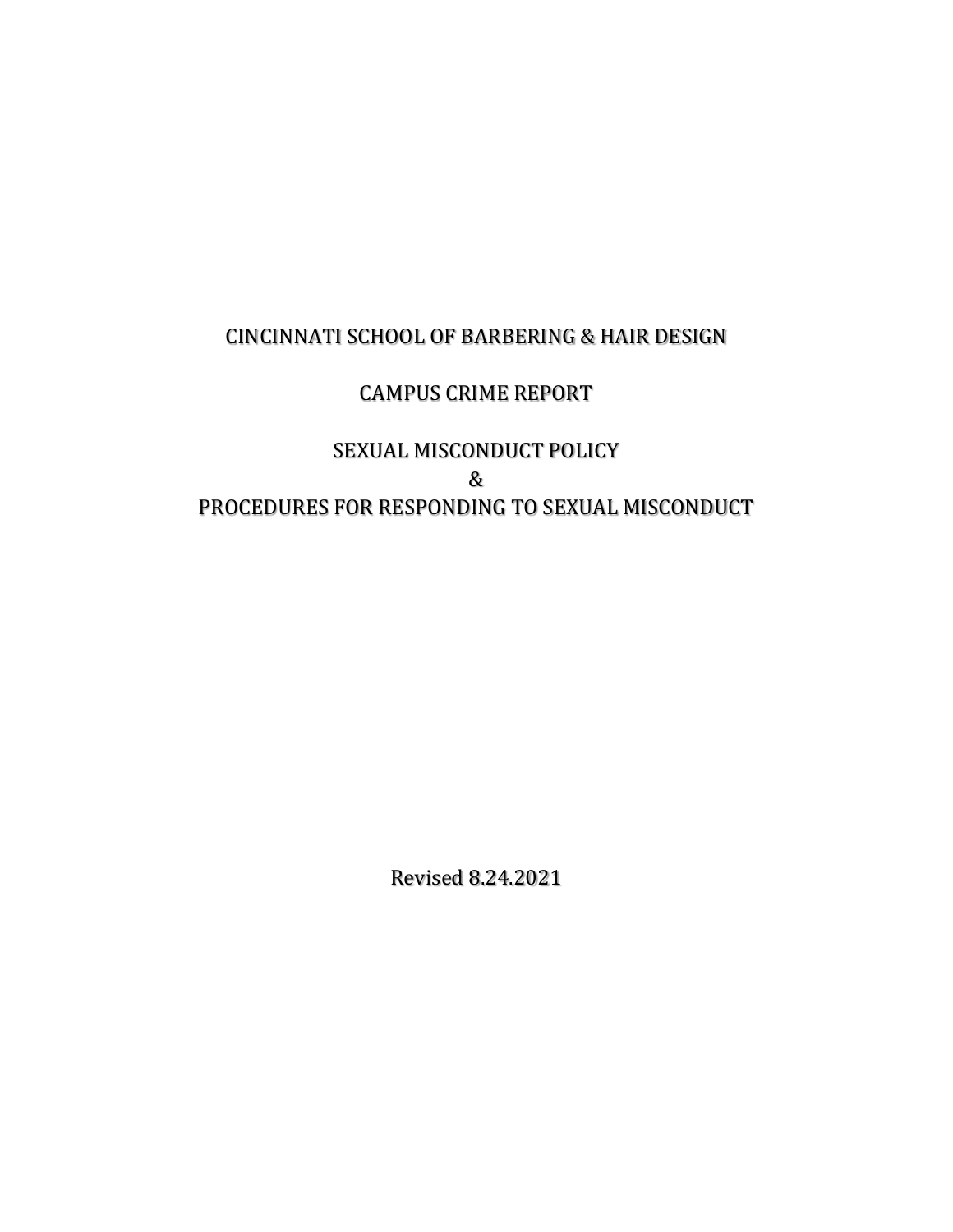# CINCINNATI SCHOOL OF BARBERING & HAIR DESIGN

## CAMPUS CRIME REPORT

## SEXUAL MISCONDUCT POLICY
## &
## PROCEDURES FOR RESPONDING TO SEXUAL MISCONDUCT

Revised 8.24.2021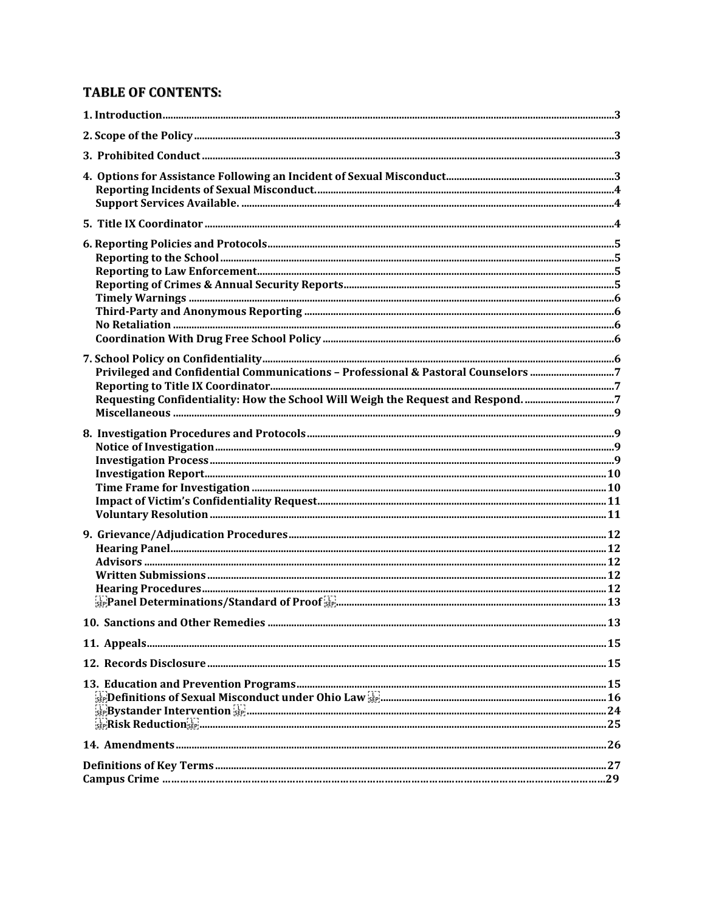## TABLE OF CONTENTS:

**1. Introduction** ..... 3

**2. Scope of the Policy** ..... 3

**3. Prohibited Conduct** ..... 3

**4. Options for Assistance Following an Incident of Sexual Misconduct** ..... 3
- **Reporting Incidents of Sexual Misconduct.** ..... 4
- **Support Services Available.** ..... 4

**5. Title IX Coordinator** ..... 4

**6. Reporting Policies and Protocols** ..... 5
- **Reporting to the School** ..... 5
- **Reporting to Law Enforcement** ..... 5
- **Reporting of Crimes & Annual Security Reports** ..... 5
- **Timely Warnings** ..... 6
- **Third-Party and Anonymous Reporting** ..... 6
- **No Retaliation** ..... 6
- **Coordination With Drug Free School Policy** ..... 6

**7. School Policy on Confidentiality** ..... 6
- **Privileged and Confidential Communications – Professional & Pastoral Counselors** ..... 7
- **Reporting to Title IX Coordinator** ..... 7
- **Requesting Confidentiality: How the School Will Weigh the Request and Respond.** ..... 7
- **Miscellaneous** ..... 9

**8. Investigation Procedures and Protocols** ..... 9
- **Notice of Investigation** ..... 9
- **Investigation Process** ..... 9
- **Investigation Report** ..... 10
- **Time Frame for Investigation** ..... 10
- **Impact of Victim's Confidentiality Request** ..... 11
- **Voluntary Resolution** ..... 11

**9. Grievance/Adjudication Procedures** ..... 12
- **Hearing Panel** ..... 12
- **Advisors** ..... 12
- **Written Submissions** ..... 12
- **Hearing Procedures** ..... 12
- **Panel Determinations/Standard of Proof** ..... 13

**10. Sanctions and Other Remedies** ..... 13

**11. Appeals** ..... 15

**12. Records Disclosure** ..... 15

**13. Education and Prevention Programs** ..... 15
- **Definitions of Sexual Misconduct under Ohio Law** ..... 16
- **Bystander Intervention** ..... 24
- **Risk Reduction** ..... 25

**14. Amendments** ..... 26

**Definitions of Key Terms** ..... 27

**Campus Crime** ..... 29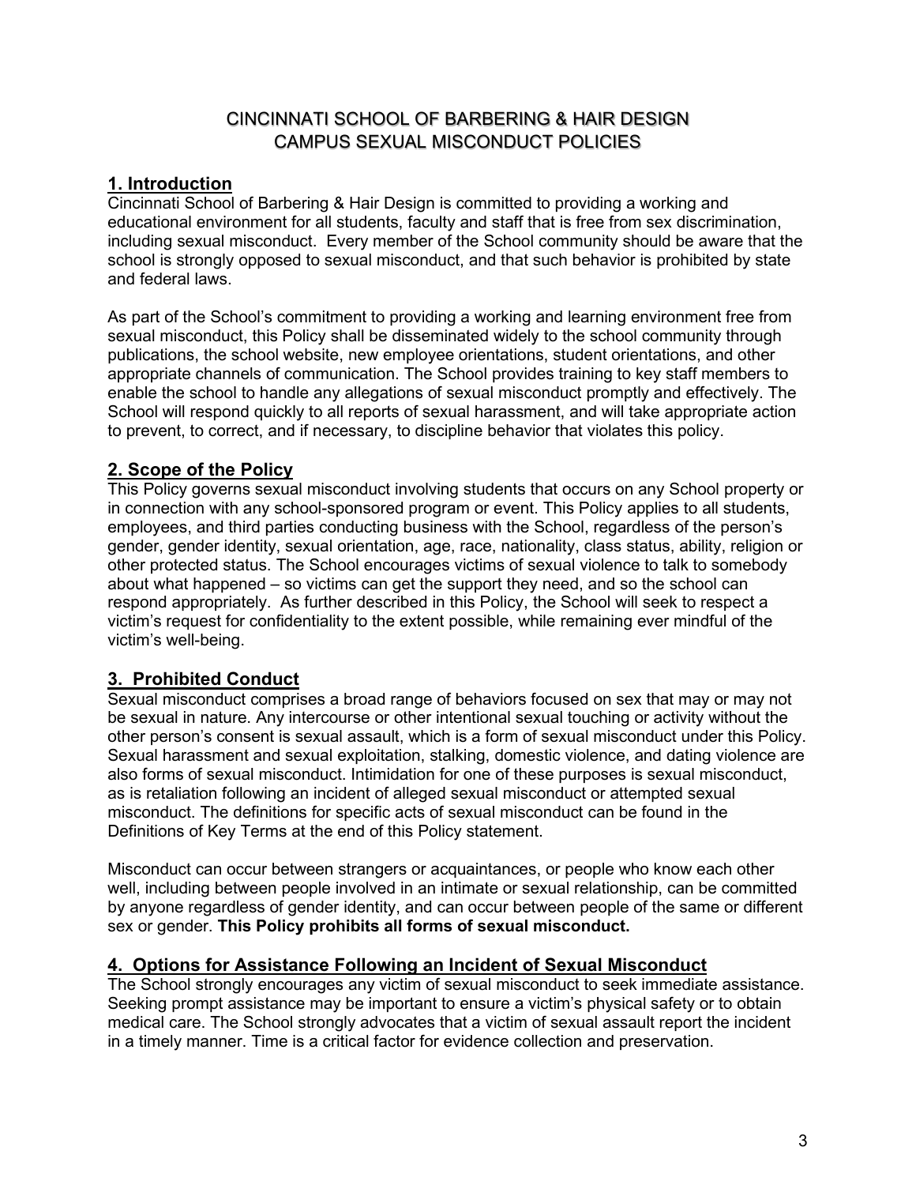# CINCINNATI SCHOOL OF BARBERING & HAIR DESIGN
# CAMPUS SEXUAL MISCONDUCT POLICIES

## 1. Introduction

Cincinnati School of Barbering & Hair Design is committed to providing a working and educational environment for all students, faculty and staff that is free from sex discrimination, including sexual misconduct. Every member of the School community should be aware that the school is strongly opposed to sexual misconduct, and that such behavior is prohibited by state and federal laws.

As part of the School's commitment to providing a working and learning environment free from sexual misconduct, this Policy shall be disseminated widely to the school community through publications, the school website, new employee orientations, student orientations, and other appropriate channels of communication. The School provides training to key staff members to enable the school to handle any allegations of sexual misconduct promptly and effectively. The School will respond quickly to all reports of sexual harassment, and will take appropriate action to prevent, to correct, and if necessary, to discipline behavior that violates this policy.

## 2. Scope of the Policy

This Policy governs sexual misconduct involving students that occurs on any School property or in connection with any school-sponsored program or event. This Policy applies to all students, employees, and third parties conducting business with the School, regardless of the person's gender, gender identity, sexual orientation, age, race, nationality, class status, ability, religion or other protected status. The School encourages victims of sexual violence to talk to somebody about what happened – so victims can get the support they need, and so the school can respond appropriately. As further described in this Policy, the School will seek to respect a victim's request for confidentiality to the extent possible, while remaining ever mindful of the victim's well-being.

## 3. Prohibited Conduct

Sexual misconduct comprises a broad range of behaviors focused on sex that may or may not be sexual in nature. Any intercourse or other intentional sexual touching or activity without the other person's consent is sexual assault, which is a form of sexual misconduct under this Policy. Sexual harassment and sexual exploitation, stalking, domestic violence, and dating violence are also forms of sexual misconduct. Intimidation for one of these purposes is sexual misconduct, as is retaliation following an incident of alleged sexual misconduct or attempted sexual misconduct. The definitions for specific acts of sexual misconduct can be found in the Definitions of Key Terms at the end of this Policy statement.

Misconduct can occur between strangers or acquaintances, or people who know each other well, including between people involved in an intimate or sexual relationship, can be committed by anyone regardless of gender identity, and can occur between people of the same or different sex or gender. **This Policy prohibits all forms of sexual misconduct.**

## 4. Options for Assistance Following an Incident of Sexual Misconduct

The School strongly encourages any victim of sexual misconduct to seek immediate assistance. Seeking prompt assistance may be important to ensure a victim's physical safety or to obtain medical care. The School strongly advocates that a victim of sexual assault report the incident in a timely manner. Time is a critical factor for evidence collection and preservation.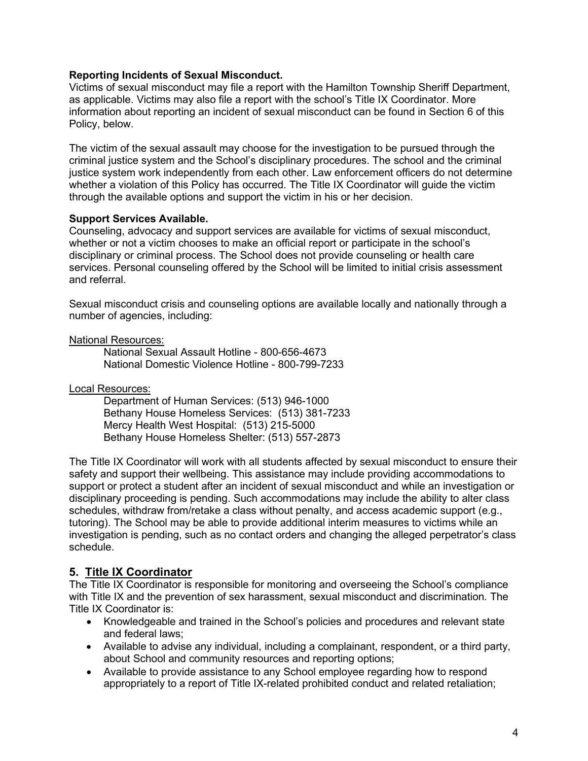**Reporting Incidents of Sexual Misconduct.**
Victims of sexual misconduct may file a report with the Hamilton Township Sheriff Department, as applicable. Victims may also file a report with the school's Title IX Coordinator. More information about reporting an incident of sexual misconduct can be found in Section 6 of this Policy, below.

The victim of the sexual assault may choose for the investigation to be pursued through the criminal justice system and the School's disciplinary procedures. The school and the criminal justice system work independently from each other. Law enforcement officers do not determine whether a violation of this Policy has occurred. The Title IX Coordinator will guide the victim through the available options and support the victim in his or her decision.

**Support Services Available.**
Counseling, advocacy and support services are available for victims of sexual misconduct, whether or not a victim chooses to make an official report or participate in the school's disciplinary or criminal process. The School does not provide counseling or health care services. Personal counseling offered by the School will be limited to initial crisis assessment and referral.

Sexual misconduct crisis and counseling options are available locally and nationally through a number of agencies, including:

National Resources:

National Sexual Assault Hotline - 800-656-4673
National Domestic Violence Hotline - 800-799-7233

Local Resources:

Department of Human Services: (513) 946-1000
Bethany House Homeless Services: (513) 381-7233
Mercy Health West Hospital: (513) 215-5000
Bethany House Homeless Shelter: (513) 557-2873

The Title IX Coordinator will work with all students affected by sexual misconduct to ensure their safety and support their wellbeing. This assistance may include providing accommodations to support or protect a student after an incident of sexual misconduct and while an investigation or disciplinary proceeding is pending. Such accommodations may include the ability to alter class schedules, withdraw from/retake a class without penalty, and access academic support (e.g., tutoring). The School may be able to provide additional interim measures to victims while an investigation is pending, such as no contact orders and changing the alleged perpetrator's class schedule.

## 5. Title IX Coordinator

The Title IX Coordinator is responsible for monitoring and overseeing the School's compliance with Title IX and the prevention of sex harassment, sexual misconduct and discrimination. The Title IX Coordinator is:

- Knowledgeable and trained in the School's policies and procedures and relevant state and federal laws;
- Available to advise any individual, including a complainant, respondent, or a third party, about School and community resources and reporting options;
- Available to provide assistance to any School employee regarding how to respond appropriately to a report of Title IX-related prohibited conduct and related retaliation;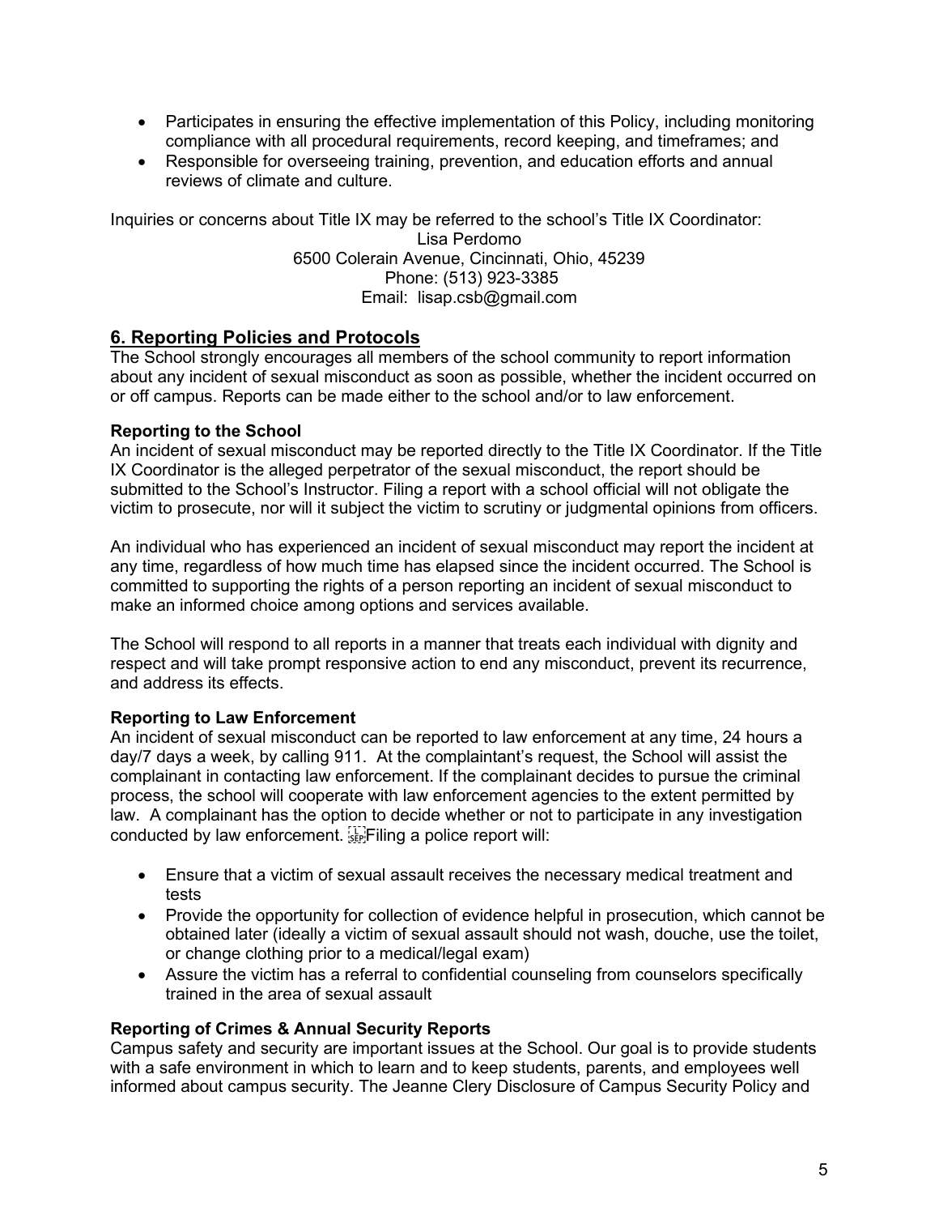- Participates in ensuring the effective implementation of this Policy, including monitoring compliance with all procedural requirements, record keeping, and timeframes; and
- Responsible for overseeing training, prevention, and education efforts and annual reviews of climate and culture.

Inquiries or concerns about Title IX may be referred to the school's Title IX Coordinator:

Lisa Perdomo
6500 Colerain Avenue, Cincinnati, Ohio, 45239
Phone: (513) 923-3385
Email: lisap.csb@gmail.com

## 6. Reporting Policies and Protocols

The School strongly encourages all members of the school community to report information about any incident of sexual misconduct as soon as possible, whether the incident occurred on or off campus. Reports can be made either to the school and/or to law enforcement.

**Reporting to the School**

An incident of sexual misconduct may be reported directly to the Title IX Coordinator. If the Title IX Coordinator is the alleged perpetrator of the sexual misconduct, the report should be submitted to the School's Instructor. Filing a report with a school official will not obligate the victim to prosecute, nor will it subject the victim to scrutiny or judgmental opinions from officers.

An individual who has experienced an incident of sexual misconduct may report the incident at any time, regardless of how much time has elapsed since the incident occurred. The School is committed to supporting the rights of a person reporting an incident of sexual misconduct to make an informed choice among options and services available.

The School will respond to all reports in a manner that treats each individual with dignity and respect and will take prompt responsive action to end any misconduct, prevent its recurrence, and address its effects.

**Reporting to Law Enforcement**

An incident of sexual misconduct can be reported to law enforcement at any time, 24 hours a day/7 days a week, by calling 911. At the complaintant's request, the School will assist the complainant in contacting law enforcement. If the complainant decides to pursue the criminal process, the school will cooperate with law enforcement agencies to the extent permitted by law. A complainant has the option to decide whether or not to participate in any investigation conducted by law enforcement. Filing a police report will:

- Ensure that a victim of sexual assault receives the necessary medical treatment and tests
- Provide the opportunity for collection of evidence helpful in prosecution, which cannot be obtained later (ideally a victim of sexual assault should not wash, douche, use the toilet, or change clothing prior to a medical/legal exam)
- Assure the victim has a referral to confidential counseling from counselors specifically trained in the area of sexual assault

**Reporting of Crimes & Annual Security Reports**

Campus safety and security are important issues at the School. Our goal is to provide students with a safe environment in which to learn and to keep students, parents, and employees well informed about campus security. The Jeanne Clery Disclosure of Campus Security Policy and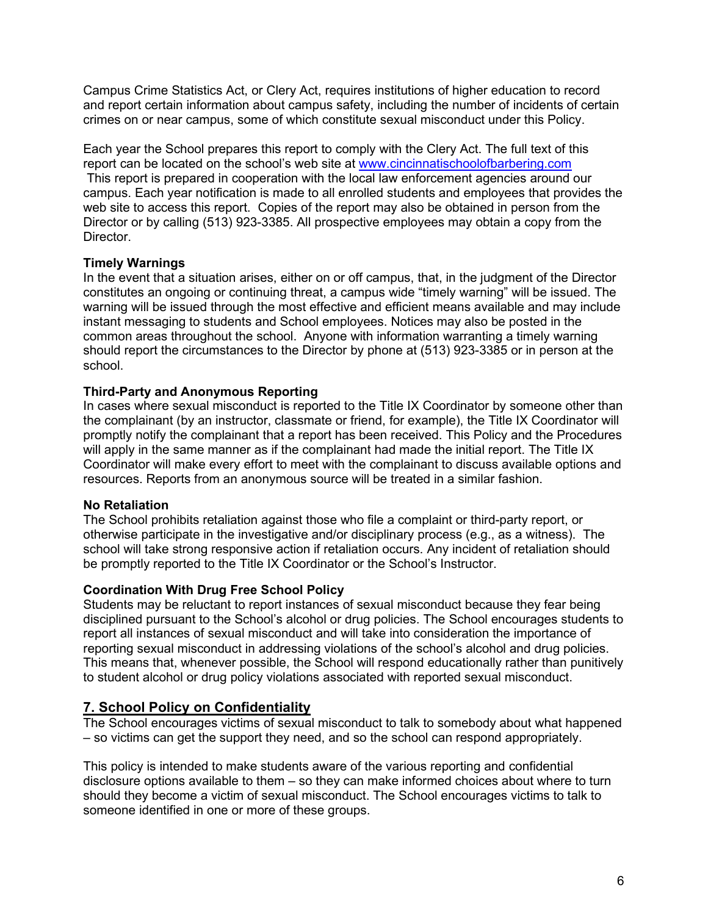Campus Crime Statistics Act, or Clery Act, requires institutions of higher education to record and report certain information about campus safety, including the number of incidents of certain crimes on or near campus, some of which constitute sexual misconduct under this Policy.

Each year the School prepares this report to comply with the Clery Act. The full text of this report can be located on the school's web site at www.cincinnatischoolofbarbering.com This report is prepared in cooperation with the local law enforcement agencies around our campus. Each year notification is made to all enrolled students and employees that provides the web site to access this report. Copies of the report may also be obtained in person from the Director or by calling (513) 923-3385. All prospective employees may obtain a copy from the Director.

**Timely Warnings**

In the event that a situation arises, either on or off campus, that, in the judgment of the Director constitutes an ongoing or continuing threat, a campus wide "timely warning" will be issued. The warning will be issued through the most effective and efficient means available and may include instant messaging to students and School employees. Notices may also be posted in the common areas throughout the school. Anyone with information warranting a timely warning should report the circumstances to the Director by phone at (513) 923-3385 or in person at the school.

**Third-Party and Anonymous Reporting**

In cases where sexual misconduct is reported to the Title IX Coordinator by someone other than the complainant (by an instructor, classmate or friend, for example), the Title IX Coordinator will promptly notify the complainant that a report has been received. This Policy and the Procedures will apply in the same manner as if the complainant had made the initial report. The Title IX Coordinator will make every effort to meet with the complainant to discuss available options and resources. Reports from an anonymous source will be treated in a similar fashion.

**No Retaliation**

The School prohibits retaliation against those who file a complaint or third-party report, or otherwise participate in the investigative and/or disciplinary process (e.g., as a witness). The school will take strong responsive action if retaliation occurs. Any incident of retaliation should be promptly reported to the Title IX Coordinator or the School's Instructor.

**Coordination With Drug Free School Policy**

Students may be reluctant to report instances of sexual misconduct because they fear being disciplined pursuant to the School's alcohol or drug policies. The School encourages students to report all instances of sexual misconduct and will take into consideration the importance of reporting sexual misconduct in addressing violations of the school's alcohol and drug policies. This means that, whenever possible, the School will respond educationally rather than punitively to student alcohol or drug policy violations associated with reported sexual misconduct.

## 7. School Policy on Confidentiality

The School encourages victims of sexual misconduct to talk to somebody about what happened – so victims can get the support they need, and so the school can respond appropriately.

This policy is intended to make students aware of the various reporting and confidential disclosure options available to them – so they can make informed choices about where to turn should they become a victim of sexual misconduct. The School encourages victims to talk to someone identified in one or more of these groups.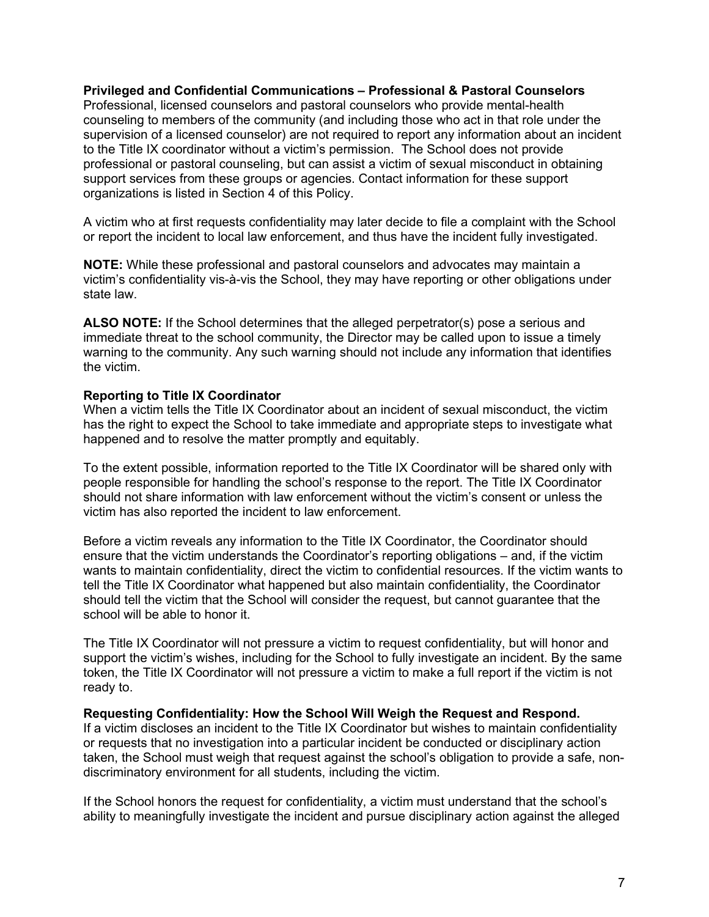**Privileged and Confidential Communications – Professional & Pastoral Counselors**
Professional, licensed counselors and pastoral counselors who provide mental-health counseling to members of the community (and including those who act in that role under the supervision of a licensed counselor) are not required to report any information about an incident to the Title IX coordinator without a victim's permission. The School does not provide professional or pastoral counseling, but can assist a victim of sexual misconduct in obtaining support services from these groups or agencies. Contact information for these support organizations is listed in Section 4 of this Policy.

A victim who at first requests confidentiality may later decide to file a complaint with the School or report the incident to local law enforcement, and thus have the incident fully investigated.

**NOTE:** While these professional and pastoral counselors and advocates may maintain a victim's confidentiality vis-à-vis the School, they may have reporting or other obligations under state law.

**ALSO NOTE:** If the School determines that the alleged perpetrator(s) pose a serious and immediate threat to the school community, the Director may be called upon to issue a timely warning to the community. Any such warning should not include any information that identifies the victim.

**Reporting to Title IX Coordinator**
When a victim tells the Title IX Coordinator about an incident of sexual misconduct, the victim has the right to expect the School to take immediate and appropriate steps to investigate what happened and to resolve the matter promptly and equitably.

To the extent possible, information reported to the Title IX Coordinator will be shared only with people responsible for handling the school's response to the report. The Title IX Coordinator should not share information with law enforcement without the victim's consent or unless the victim has also reported the incident to law enforcement.

Before a victim reveals any information to the Title IX Coordinator, the Coordinator should ensure that the victim understands the Coordinator's reporting obligations – and, if the victim wants to maintain confidentiality, direct the victim to confidential resources. If the victim wants to tell the Title IX Coordinator what happened but also maintain confidentiality, the Coordinator should tell the victim that the School will consider the request, but cannot guarantee that the school will be able to honor it.

The Title IX Coordinator will not pressure a victim to request confidentiality, but will honor and support the victim's wishes, including for the School to fully investigate an incident. By the same token, the Title IX Coordinator will not pressure a victim to make a full report if the victim is not ready to.

**Requesting Confidentiality: How the School Will Weigh the Request and Respond.**
If a victim discloses an incident to the Title IX Coordinator but wishes to maintain confidentiality or requests that no investigation into a particular incident be conducted or disciplinary action taken, the School must weigh that request against the school's obligation to provide a safe, non-discriminatory environment for all students, including the victim.

If the School honors the request for confidentiality, a victim must understand that the school's ability to meaningfully investigate the incident and pursue disciplinary action against the alleged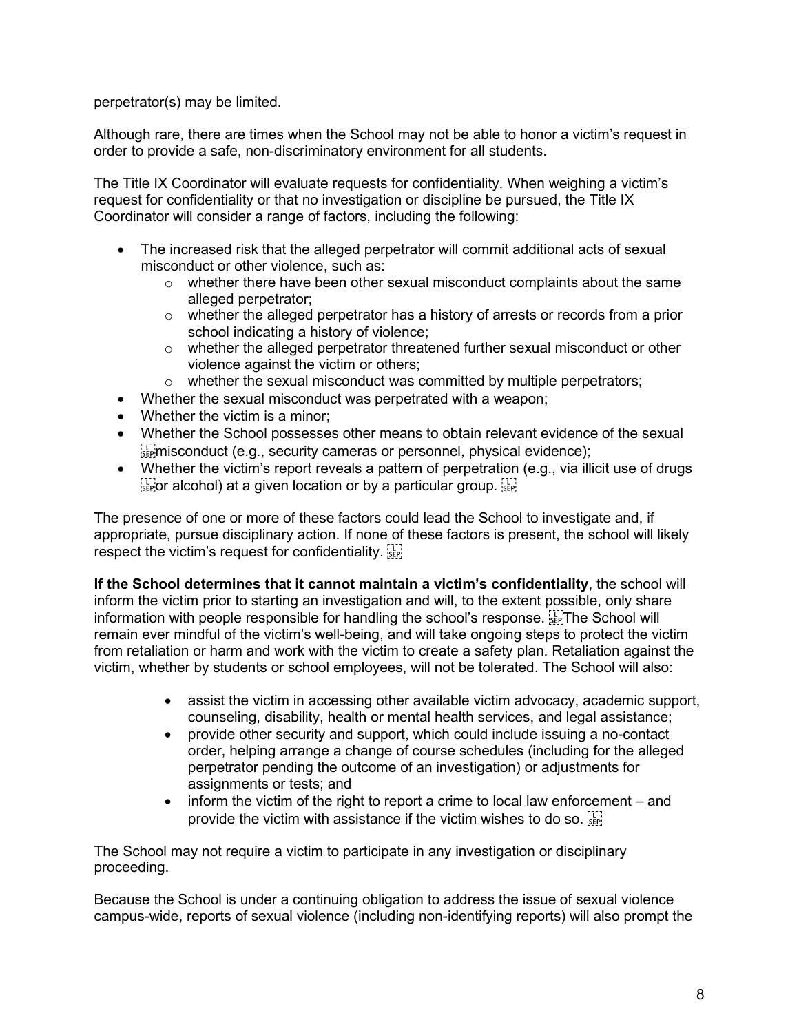perpetrator(s) may be limited.

Although rare, there are times when the School may not be able to honor a victim's request in order to provide a safe, non-discriminatory environment for all students.

The Title IX Coordinator will evaluate requests for confidentiality. When weighing a victim's request for confidentiality or that no investigation or discipline be pursued, the Title IX Coordinator will consider a range of factors, including the following:

- The increased risk that the alleged perpetrator will commit additional acts of sexual misconduct or other violence, such as:
  - whether there have been other sexual misconduct complaints about the same alleged perpetrator;
  - whether the alleged perpetrator has a history of arrests or records from a prior school indicating a history of violence;
  - whether the alleged perpetrator threatened further sexual misconduct or other violence against the victim or others;
  - whether the sexual misconduct was committed by multiple perpetrators;
- Whether the sexual misconduct was perpetrated with a weapon;
- Whether the victim is a minor;
- Whether the School possesses other means to obtain relevant evidence of the sexual misconduct (e.g., security cameras or personnel, physical evidence);
- Whether the victim's report reveals a pattern of perpetration (e.g., via illicit use of drugs or alcohol) at a given location or by a particular group.

The presence of one or more of these factors could lead the School to investigate and, if appropriate, pursue disciplinary action. If none of these factors is present, the school will likely respect the victim's request for confidentiality.

**If the School determines that it cannot maintain a victim's confidentiality**, the school will inform the victim prior to starting an investigation and will, to the extent possible, only share information with people responsible for handling the school's response. The School will remain ever mindful of the victim's well-being, and will take ongoing steps to protect the victim from retaliation or harm and work with the victim to create a safety plan. Retaliation against the victim, whether by students or school employees, will not be tolerated. The School will also:

- assist the victim in accessing other available victim advocacy, academic support, counseling, disability, health or mental health services, and legal assistance;
- provide other security and support, which could include issuing a no-contact order, helping arrange a change of course schedules (including for the alleged perpetrator pending the outcome of an investigation) or adjustments for assignments or tests; and
- inform the victim of the right to report a crime to local law enforcement – and provide the victim with assistance if the victim wishes to do so.

The School may not require a victim to participate in any investigation or disciplinary proceeding.

Because the School is under a continuing obligation to address the issue of sexual violence campus-wide, reports of sexual violence (including non-identifying reports) will also prompt the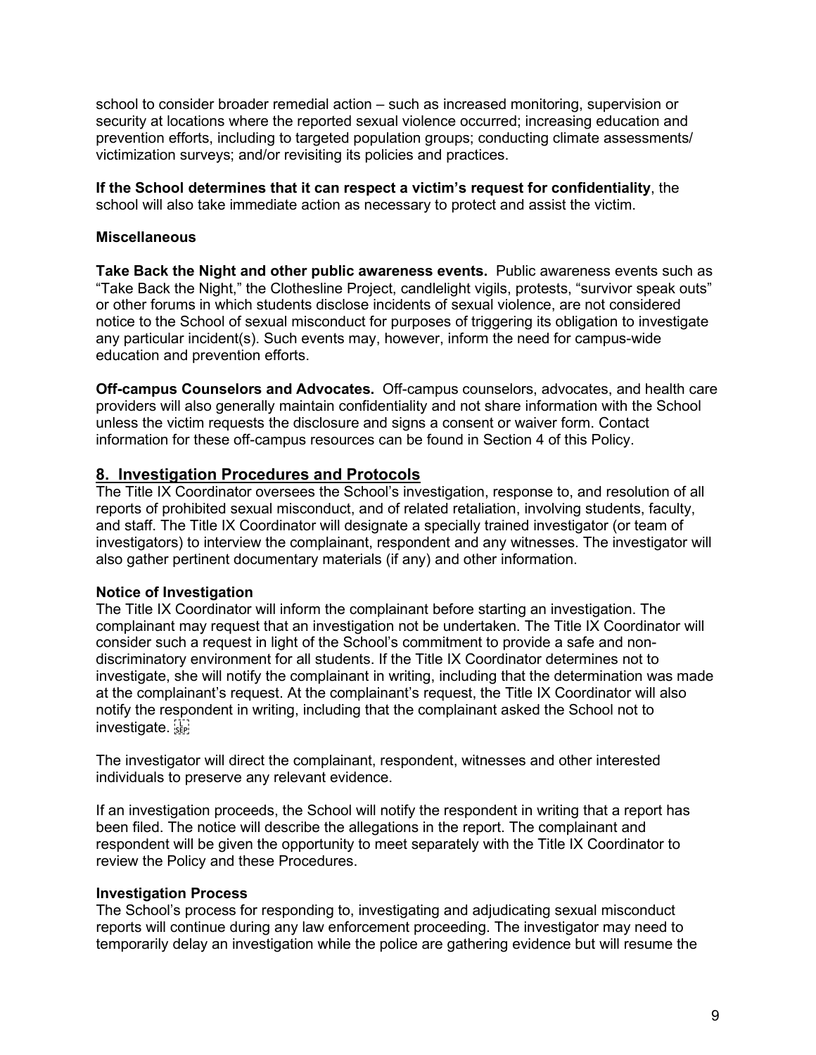school to consider broader remedial action – such as increased monitoring, supervision or security at locations where the reported sexual violence occurred; increasing education and prevention efforts, including to targeted population groups; conducting climate assessments/ victimization surveys; and/or revisiting its policies and practices.

**If the School determines that it can respect a victim's request for confidentiality**, the school will also take immediate action as necessary to protect and assist the victim.

### Miscellaneous

**Take Back the Night and other public awareness events.** Public awareness events such as "Take Back the Night," the Clothesline Project, candlelight vigils, protests, "survivor speak outs" or other forums in which students disclose incidents of sexual violence, are not considered notice to the School of sexual misconduct for purposes of triggering its obligation to investigate any particular incident(s). Such events may, however, inform the need for campus-wide education and prevention efforts.

**Off-campus Counselors and Advocates.** Off-campus counselors, advocates, and health care providers will also generally maintain confidentiality and not share information with the School unless the victim requests the disclosure and signs a consent or waiver form. Contact information for these off-campus resources can be found in Section 4 of this Policy.

## 8. Investigation Procedures and Protocols

The Title IX Coordinator oversees the School's investigation, response to, and resolution of all reports of prohibited sexual misconduct, and of related retaliation, involving students, faculty, and staff. The Title IX Coordinator will designate a specially trained investigator (or team of investigators) to interview the complainant, respondent and any witnesses. The investigator will also gather pertinent documentary materials (if any) and other information.

### Notice of Investigation

The Title IX Coordinator will inform the complainant before starting an investigation. The complainant may request that an investigation not be undertaken. The Title IX Coordinator will consider such a request in light of the School's commitment to provide a safe and non-discriminatory environment for all students. If the Title IX Coordinator determines not to investigate, she will notify the complainant in writing, including that the determination was made at the complainant's request. At the complainant's request, the Title IX Coordinator will also notify the respondent in writing, including that the complainant asked the School not to investigate.

The investigator will direct the complainant, respondent, witnesses and other interested individuals to preserve any relevant evidence.

If an investigation proceeds, the School will notify the respondent in writing that a report has been filed. The notice will describe the allegations in the report. The complainant and respondent will be given the opportunity to meet separately with the Title IX Coordinator to review the Policy and these Procedures.

### Investigation Process

The School's process for responding to, investigating and adjudicating sexual misconduct reports will continue during any law enforcement proceeding. The investigator may need to temporarily delay an investigation while the police are gathering evidence but will resume the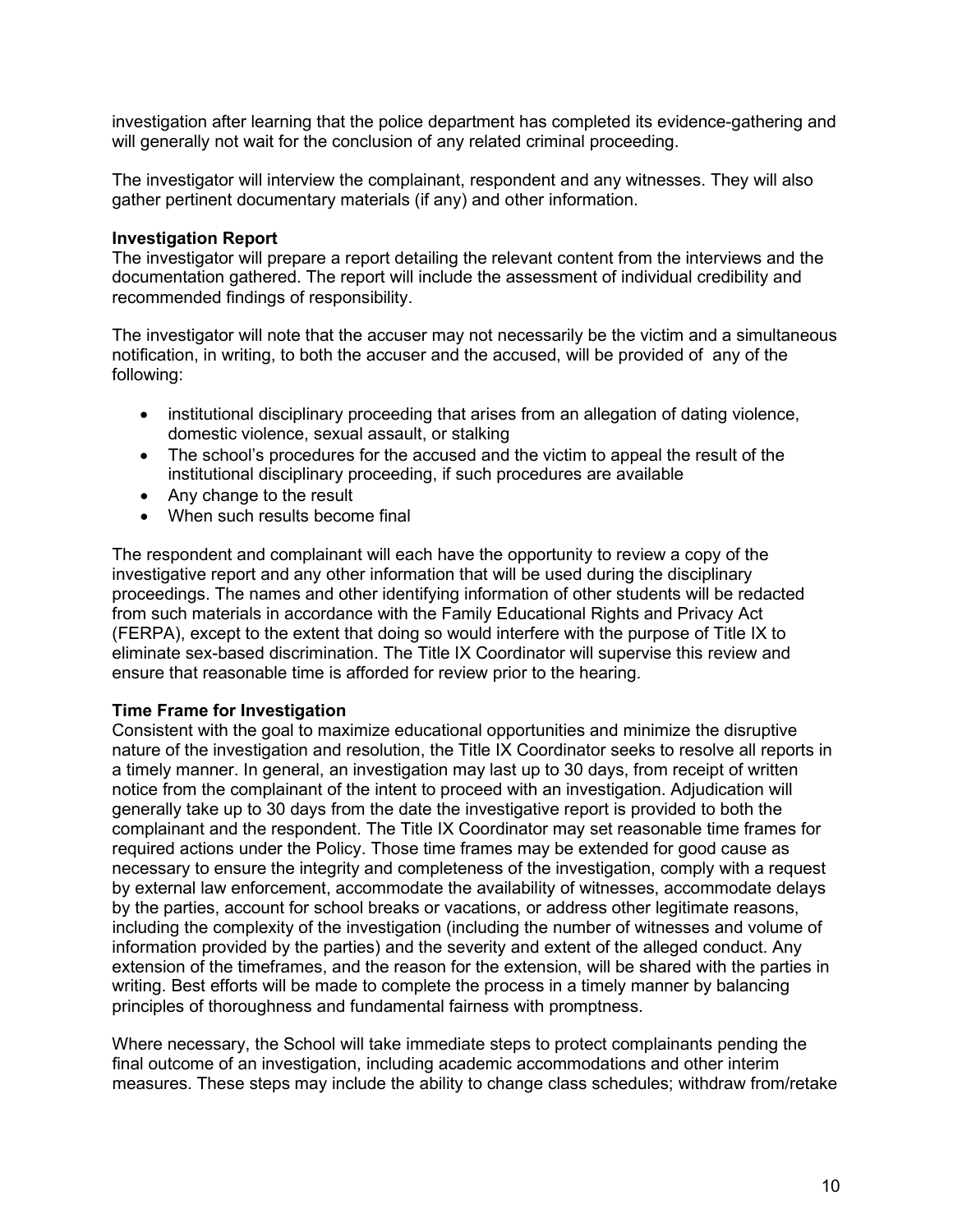investigation after learning that the police department has completed its evidence-gathering and will generally not wait for the conclusion of any related criminal proceeding.

The investigator will interview the complainant, respondent and any witnesses. They will also gather pertinent documentary materials (if any) and other information.

**Investigation Report**
The investigator will prepare a report detailing the relevant content from the interviews and the documentation gathered. The report will include the assessment of individual credibility and recommended findings of responsibility.

The investigator will note that the accuser may not necessarily be the victim and a simultaneous notification, in writing, to both the accuser and the accused, will be provided of any of the following:

- institutional disciplinary proceeding that arises from an allegation of dating violence, domestic violence, sexual assault, or stalking
- The school's procedures for the accused and the victim to appeal the result of the institutional disciplinary proceeding, if such procedures are available
- Any change to the result
- When such results become final

The respondent and complainant will each have the opportunity to review a copy of the investigative report and any other information that will be used during the disciplinary proceedings. The names and other identifying information of other students will be redacted from such materials in accordance with the Family Educational Rights and Privacy Act (FERPA), except to the extent that doing so would interfere with the purpose of Title IX to eliminate sex-based discrimination. The Title IX Coordinator will supervise this review and ensure that reasonable time is afforded for review prior to the hearing.

**Time Frame for Investigation**
Consistent with the goal to maximize educational opportunities and minimize the disruptive nature of the investigation and resolution, the Title IX Coordinator seeks to resolve all reports in a timely manner. In general, an investigation may last up to 30 days, from receipt of written notice from the complainant of the intent to proceed with an investigation. Adjudication will generally take up to 30 days from the date the investigative report is provided to both the complainant and the respondent. The Title IX Coordinator may set reasonable time frames for required actions under the Policy. Those time frames may be extended for good cause as necessary to ensure the integrity and completeness of the investigation, comply with a request by external law enforcement, accommodate the availability of witnesses, accommodate delays by the parties, account for school breaks or vacations, or address other legitimate reasons, including the complexity of the investigation (including the number of witnesses and volume of information provided by the parties) and the severity and extent of the alleged conduct. Any extension of the timeframes, and the reason for the extension, will be shared with the parties in writing. Best efforts will be made to complete the process in a timely manner by balancing principles of thoroughness and fundamental fairness with promptness.

Where necessary, the School will take immediate steps to protect complainants pending the final outcome of an investigation, including academic accommodations and other interim measures. These steps may include the ability to change class schedules; withdraw from/retake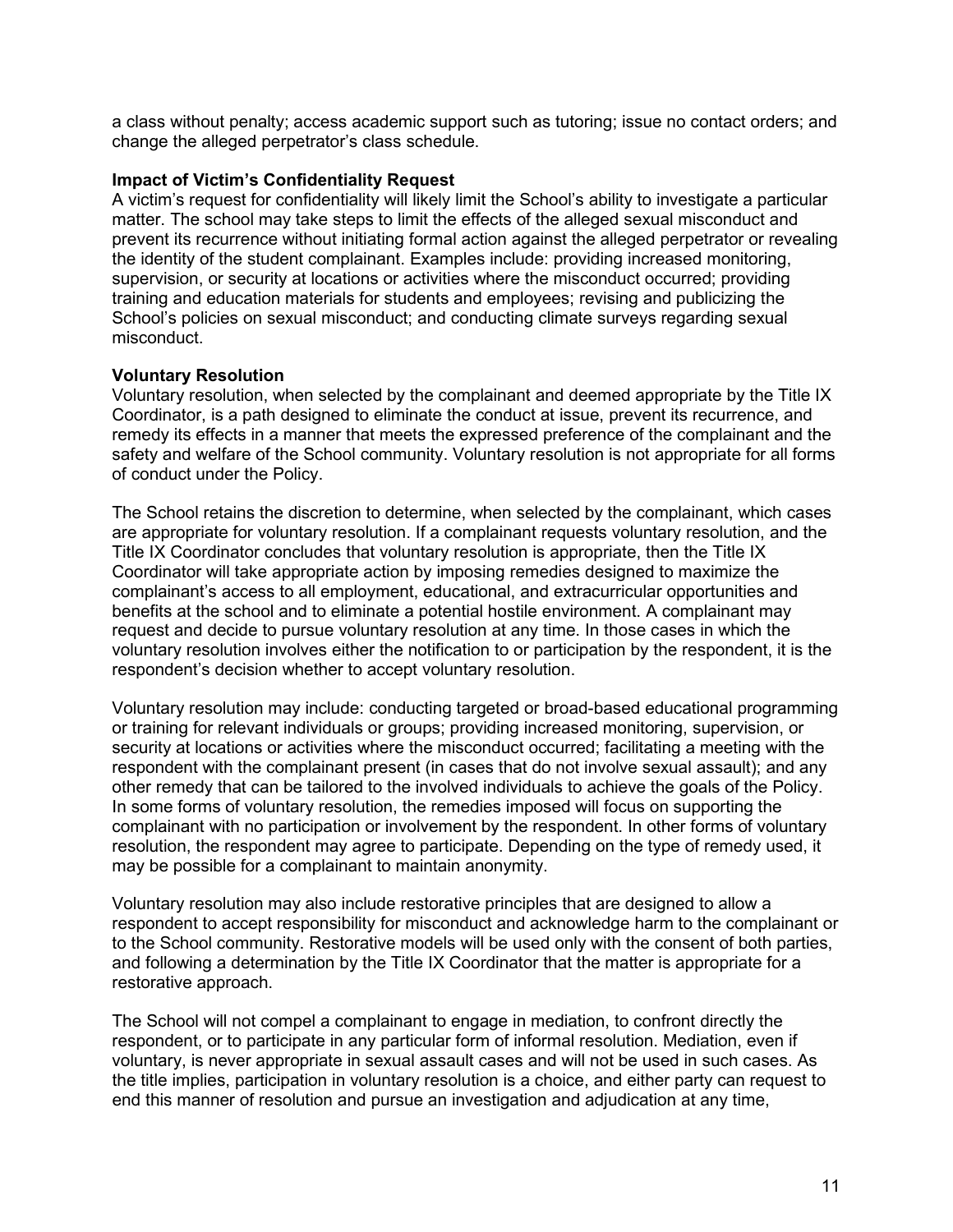a class without penalty; access academic support such as tutoring; issue no contact orders; and change the alleged perpetrator's class schedule.

**Impact of Victim's Confidentiality Request**

A victim's request for confidentiality will likely limit the School's ability to investigate a particular matter. The school may take steps to limit the effects of the alleged sexual misconduct and prevent its recurrence without initiating formal action against the alleged perpetrator or revealing the identity of the student complainant. Examples include: providing increased monitoring, supervision, or security at locations or activities where the misconduct occurred; providing training and education materials for students and employees; revising and publicizing the School's policies on sexual misconduct; and conducting climate surveys regarding sexual misconduct.

**Voluntary Resolution**

Voluntary resolution, when selected by the complainant and deemed appropriate by the Title IX Coordinator, is a path designed to eliminate the conduct at issue, prevent its recurrence, and remedy its effects in a manner that meets the expressed preference of the complainant and the safety and welfare of the School community. Voluntary resolution is not appropriate for all forms of conduct under the Policy.

The School retains the discretion to determine, when selected by the complainant, which cases are appropriate for voluntary resolution. If a complainant requests voluntary resolution, and the Title IX Coordinator concludes that voluntary resolution is appropriate, then the Title IX Coordinator will take appropriate action by imposing remedies designed to maximize the complainant's access to all employment, educational, and extracurricular opportunities and benefits at the school and to eliminate a potential hostile environment. A complainant may request and decide to pursue voluntary resolution at any time. In those cases in which the voluntary resolution involves either the notification to or participation by the respondent, it is the respondent's decision whether to accept voluntary resolution.

Voluntary resolution may include: conducting targeted or broad-based educational programming or training for relevant individuals or groups; providing increased monitoring, supervision, or security at locations or activities where the misconduct occurred; facilitating a meeting with the respondent with the complainant present (in cases that do not involve sexual assault); and any other remedy that can be tailored to the involved individuals to achieve the goals of the Policy. In some forms of voluntary resolution, the remedies imposed will focus on supporting the complainant with no participation or involvement by the respondent. In other forms of voluntary resolution, the respondent may agree to participate. Depending on the type of remedy used, it may be possible for a complainant to maintain anonymity.

Voluntary resolution may also include restorative principles that are designed to allow a respondent to accept responsibility for misconduct and acknowledge harm to the complainant or to the School community. Restorative models will be used only with the consent of both parties, and following a determination by the Title IX Coordinator that the matter is appropriate for a restorative approach.

The School will not compel a complainant to engage in mediation, to confront directly the respondent, or to participate in any particular form of informal resolution. Mediation, even if voluntary, is never appropriate in sexual assault cases and will not be used in such cases. As the title implies, participation in voluntary resolution is a choice, and either party can request to end this manner of resolution and pursue an investigation and adjudication at any time,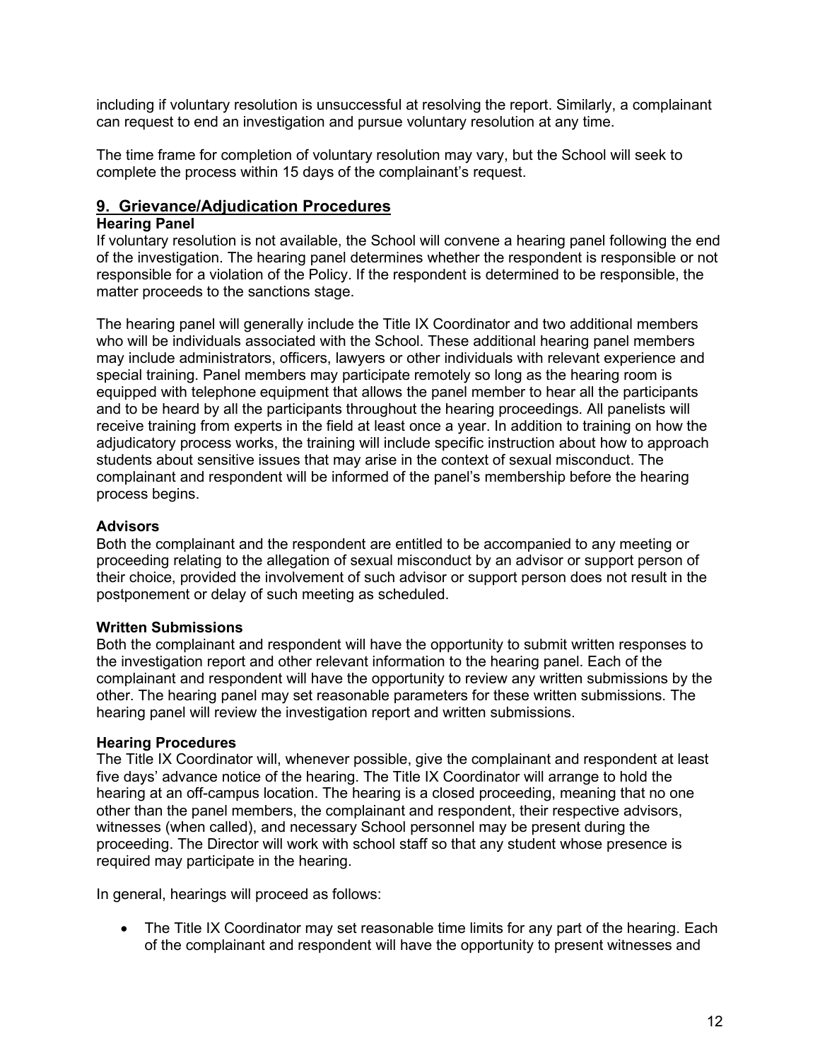including if voluntary resolution is unsuccessful at resolving the report. Similarly, a complainant can request to end an investigation and pursue voluntary resolution at any time.

The time frame for completion of voluntary resolution may vary, but the School will seek to complete the process within 15 days of the complainant's request.

## 9. Grievance/Adjudication Procedures

### Hearing Panel

If voluntary resolution is not available, the School will convene a hearing panel following the end of the investigation. The hearing panel determines whether the respondent is responsible or not responsible for a violation of the Policy. If the respondent is determined to be responsible, the matter proceeds to the sanctions stage.

The hearing panel will generally include the Title IX Coordinator and two additional members who will be individuals associated with the School. These additional hearing panel members may include administrators, officers, lawyers or other individuals with relevant experience and special training. Panel members may participate remotely so long as the hearing room is equipped with telephone equipment that allows the panel member to hear all the participants and to be heard by all the participants throughout the hearing proceedings. All panelists will receive training from experts in the field at least once a year. In addition to training on how the adjudicatory process works, the training will include specific instruction about how to approach students about sensitive issues that may arise in the context of sexual misconduct. The complainant and respondent will be informed of the panel's membership before the hearing process begins.

### Advisors

Both the complainant and the respondent are entitled to be accompanied to any meeting or proceeding relating to the allegation of sexual misconduct by an advisor or support person of their choice, provided the involvement of such advisor or support person does not result in the postponement or delay of such meeting as scheduled.

### Written Submissions

Both the complainant and respondent will have the opportunity to submit written responses to the investigation report and other relevant information to the hearing panel. Each of the complainant and respondent will have the opportunity to review any written submissions by the other. The hearing panel may set reasonable parameters for these written submissions. The hearing panel will review the investigation report and written submissions.

### Hearing Procedures

The Title IX Coordinator will, whenever possible, give the complainant and respondent at least five days' advance notice of the hearing. The Title IX Coordinator will arrange to hold the hearing at an off-campus location. The hearing is a closed proceeding, meaning that no one other than the panel members, the complainant and respondent, their respective advisors, witnesses (when called), and necessary School personnel may be present during the proceeding. The Director will work with school staff so that any student whose presence is required may participate in the hearing.

In general, hearings will proceed as follows:

- The Title IX Coordinator may set reasonable time limits for any part of the hearing. Each of the complainant and respondent will have the opportunity to present witnesses and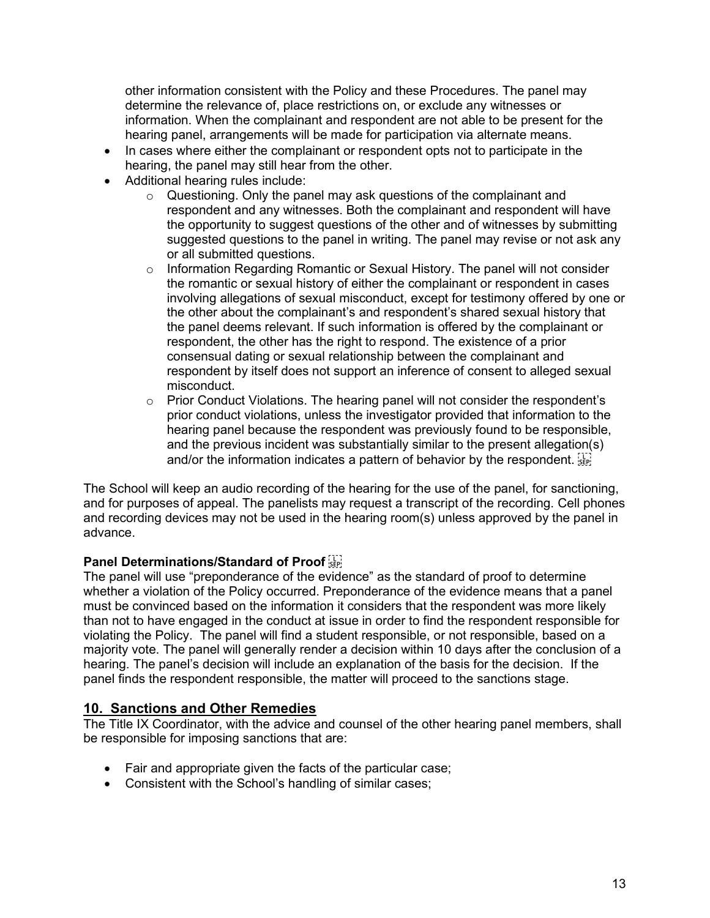other information consistent with the Policy and these Procedures. The panel may determine the relevance of, place restrictions on, or exclude any witnesses or information. When the complainant and respondent are not able to be present for the hearing panel, arrangements will be made for participation via alternate means.

- In cases where either the complainant or respondent opts not to participate in the hearing, the panel may still hear from the other.
- Additional hearing rules include:
  - Questioning. Only the panel may ask questions of the complainant and respondent and any witnesses. Both the complainant and respondent will have the opportunity to suggest questions of the other and of witnesses by submitting suggested questions to the panel in writing. The panel may revise or not ask any or all submitted questions.
  - Information Regarding Romantic or Sexual History. The panel will not consider the romantic or sexual history of either the complainant or respondent in cases involving allegations of sexual misconduct, except for testimony offered by one or the other about the complainant's and respondent's shared sexual history that the panel deems relevant. If such information is offered by the complainant or respondent, the other has the right to respond. The existence of a prior consensual dating or sexual relationship between the complainant and respondent by itself does not support an inference of consent to alleged sexual misconduct.
  - Prior Conduct Violations. The hearing panel will not consider the respondent's prior conduct violations, unless the investigator provided that information to the hearing panel because the respondent was previously found to be responsible, and the previous incident was substantially similar to the present allegation(s) and/or the information indicates a pattern of behavior by the respondent.

The School will keep an audio recording of the hearing for the use of the panel, for sanctioning, and for purposes of appeal. The panelists may request a transcript of the recording. Cell phones and recording devices may not be used in the hearing room(s) unless approved by the panel in advance.

**Panel Determinations/Standard of Proof**

The panel will use "preponderance of the evidence" as the standard of proof to determine whether a violation of the Policy occurred. Preponderance of the evidence means that a panel must be convinced based on the information it considers that the respondent was more likely than not to have engaged in the conduct at issue in order to find the respondent responsible for violating the Policy. The panel will find a student responsible, or not responsible, based on a majority vote. The panel will generally render a decision within 10 days after the conclusion of a hearing. The panel's decision will include an explanation of the basis for the decision. If the panel finds the respondent responsible, the matter will proceed to the sanctions stage.

## 10. Sanctions and Other Remedies

The Title IX Coordinator, with the advice and counsel of the other hearing panel members, shall be responsible for imposing sanctions that are:

- Fair and appropriate given the facts of the particular case;
- Consistent with the School's handling of similar cases;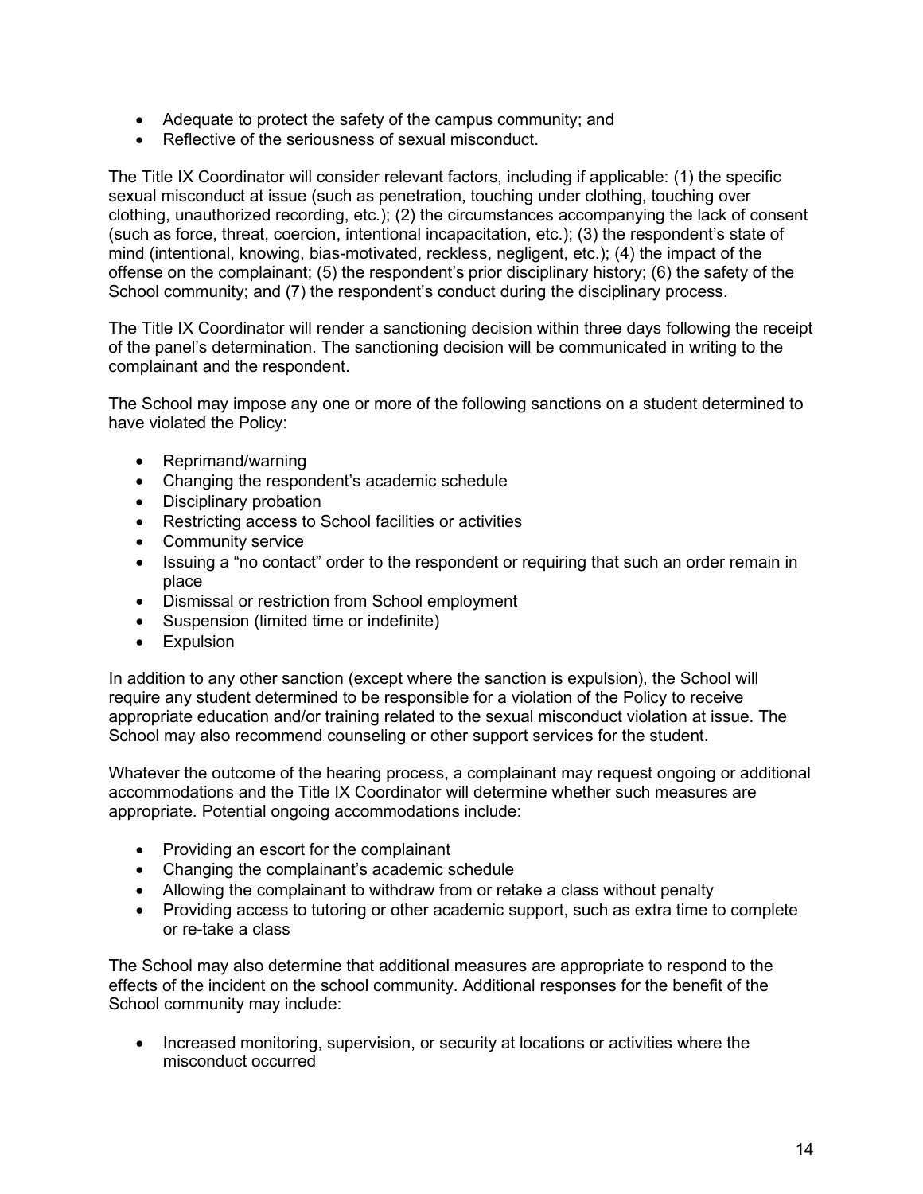- Adequate to protect the safety of the campus community; and
- Reflective of the seriousness of sexual misconduct.

The Title IX Coordinator will consider relevant factors, including if applicable: (1) the specific sexual misconduct at issue (such as penetration, touching under clothing, touching over clothing, unauthorized recording, etc.); (2) the circumstances accompanying the lack of consent (such as force, threat, coercion, intentional incapacitation, etc.); (3) the respondent's state of mind (intentional, knowing, bias-motivated, reckless, negligent, etc.); (4) the impact of the offense on the complainant; (5) the respondent's prior disciplinary history; (6) the safety of the School community; and (7) the respondent's conduct during the disciplinary process.

The Title IX Coordinator will render a sanctioning decision within three days following the receipt of the panel's determination. The sanctioning decision will be communicated in writing to the complainant and the respondent.

The School may impose any one or more of the following sanctions on a student determined to have violated the Policy:

- Reprimand/warning
- Changing the respondent's academic schedule
- Disciplinary probation
- Restricting access to School facilities or activities
- Community service
- Issuing a "no contact" order to the respondent or requiring that such an order remain in place
- Dismissal or restriction from School employment
- Suspension (limited time or indefinite)
- Expulsion

In addition to any other sanction (except where the sanction is expulsion), the School will require any student determined to be responsible for a violation of the Policy to receive appropriate education and/or training related to the sexual misconduct violation at issue. The School may also recommend counseling or other support services for the student.

Whatever the outcome of the hearing process, a complainant may request ongoing or additional accommodations and the Title IX Coordinator will determine whether such measures are appropriate. Potential ongoing accommodations include:

- Providing an escort for the complainant
- Changing the complainant's academic schedule
- Allowing the complainant to withdraw from or retake a class without penalty
- Providing access to tutoring or other academic support, such as extra time to complete or re-take a class

The School may also determine that additional measures are appropriate to respond to the effects of the incident on the school community. Additional responses for the benefit of the School community may include:

- Increased monitoring, supervision, or security at locations or activities where the misconduct occurred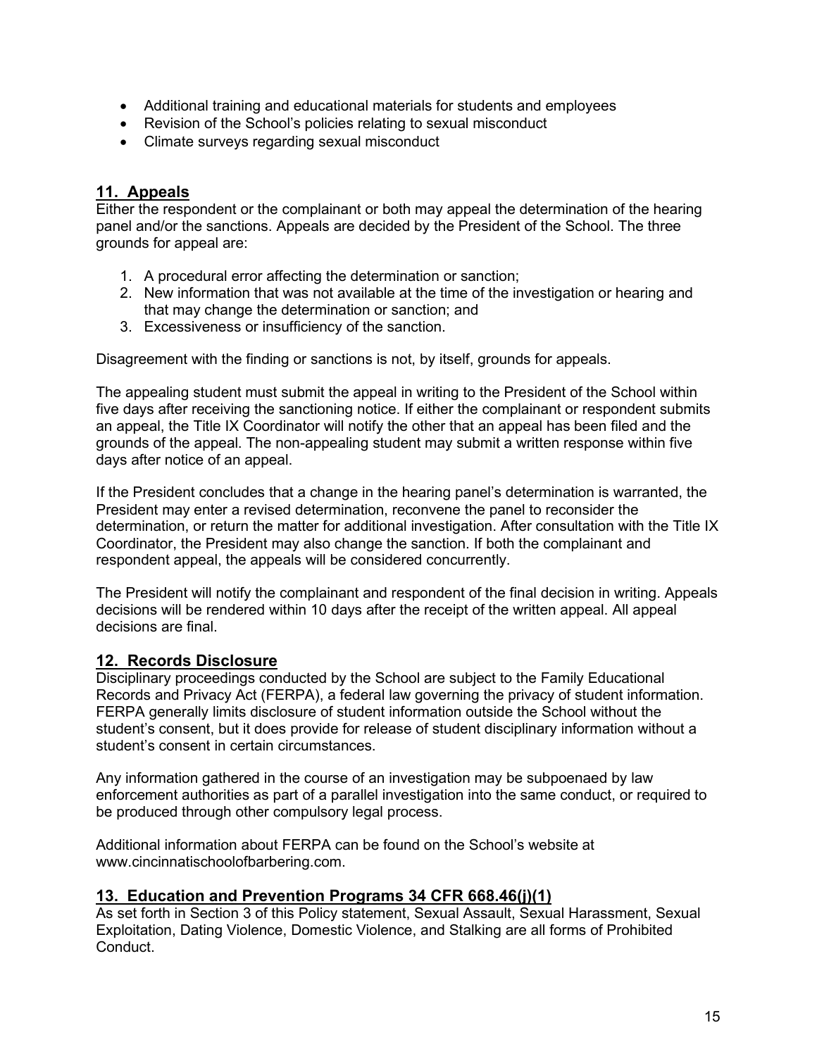- Additional training and educational materials for students and employees
- Revision of the School's policies relating to sexual misconduct
- Climate surveys regarding sexual misconduct

## 11. Appeals

Either the respondent or the complainant or both may appeal the determination of the hearing panel and/or the sanctions. Appeals are decided by the President of the School. The three grounds for appeal are:

1. A procedural error affecting the determination or sanction;
2. New information that was not available at the time of the investigation or hearing and that may change the determination or sanction; and
3. Excessiveness or insufficiency of the sanction.

Disagreement with the finding or sanctions is not, by itself, grounds for appeals.

The appealing student must submit the appeal in writing to the President of the School within five days after receiving the sanctioning notice. If either the complainant or respondent submits an appeal, the Title IX Coordinator will notify the other that an appeal has been filed and the grounds of the appeal. The non-appealing student may submit a written response within five days after notice of an appeal.

If the President concludes that a change in the hearing panel's determination is warranted, the President may enter a revised determination, reconvene the panel to reconsider the determination, or return the matter for additional investigation. After consultation with the Title IX Coordinator, the President may also change the sanction. If both the complainant and respondent appeal, the appeals will be considered concurrently.

The President will notify the complainant and respondent of the final decision in writing. Appeals decisions will be rendered within 10 days after the receipt of the written appeal. All appeal decisions are final.

## 12. Records Disclosure

Disciplinary proceedings conducted by the School are subject to the Family Educational Records and Privacy Act (FERPA), a federal law governing the privacy of student information. FERPA generally limits disclosure of student information outside the School without the student's consent, but it does provide for release of student disciplinary information without a student's consent in certain circumstances.

Any information gathered in the course of an investigation may be subpoenaed by law enforcement authorities as part of a parallel investigation into the same conduct, or required to be produced through other compulsory legal process.

Additional information about FERPA can be found on the School's website at www.cincinnatischoolofbarbering.com.

## 13. Education and Prevention Programs 34 CFR 668.46(j)(1)

As set forth in Section 3 of this Policy statement, Sexual Assault, Sexual Harassment, Sexual Exploitation, Dating Violence, Domestic Violence, and Stalking are all forms of Prohibited Conduct.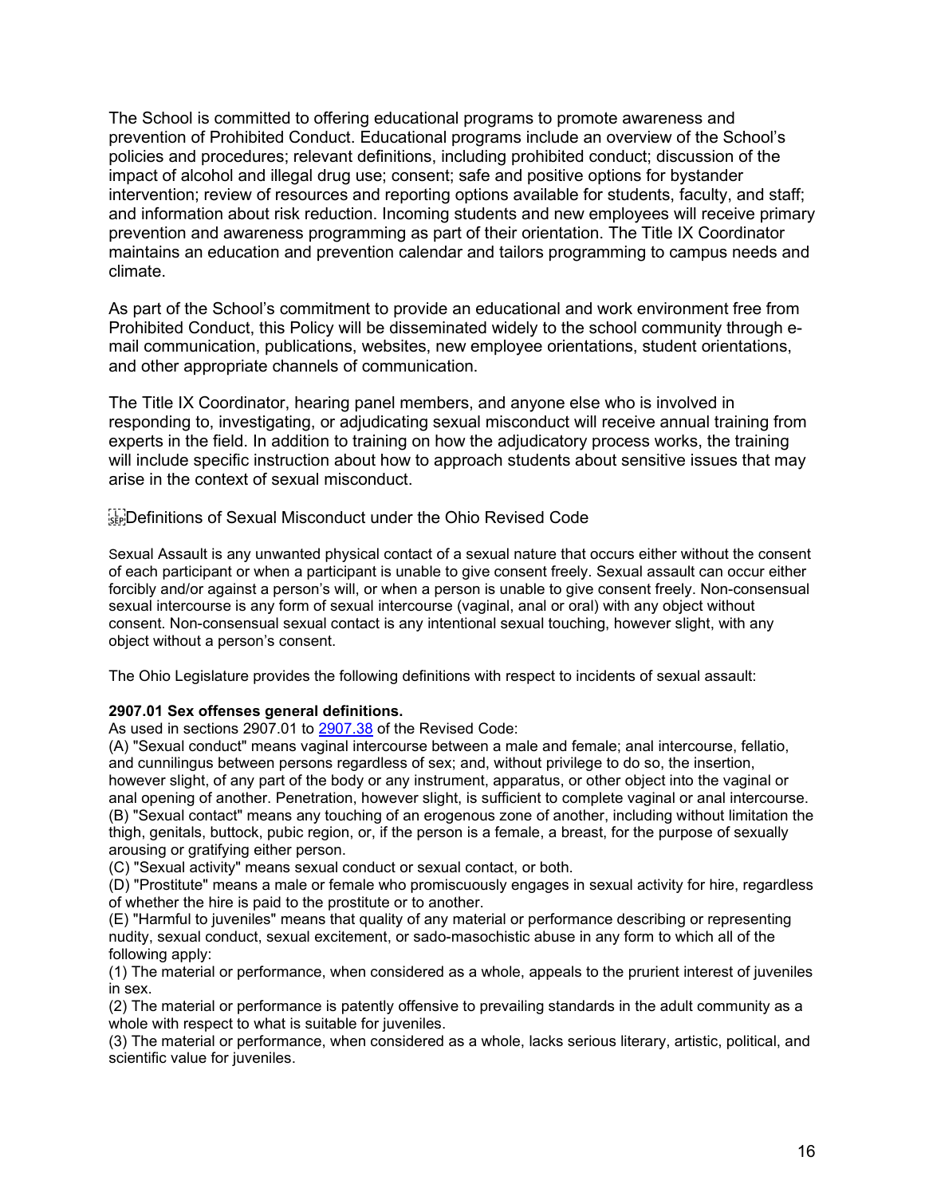The School is committed to offering educational programs to promote awareness and prevention of Prohibited Conduct. Educational programs include an overview of the School's policies and procedures; relevant definitions, including prohibited conduct; discussion of the impact of alcohol and illegal drug use; consent; safe and positive options for bystander intervention; review of resources and reporting options available for students, faculty, and staff; and information about risk reduction. Incoming students and new employees will receive primary prevention and awareness programming as part of their orientation. The Title IX Coordinator maintains an education and prevention calendar and tailors programming to campus needs and climate.

As part of the School's commitment to provide an educational and work environment free from Prohibited Conduct, this Policy will be disseminated widely to the school community through e-mail communication, publications, websites, new employee orientations, student orientations, and other appropriate channels of communication.

The Title IX Coordinator, hearing panel members, and anyone else who is involved in responding to, investigating, or adjudicating sexual misconduct will receive annual training from experts in the field. In addition to training on how the adjudicatory process works, the training will include specific instruction about how to approach students about sensitive issues that may arise in the context of sexual misconduct.

## Definitions of Sexual Misconduct under the Ohio Revised Code

Sexual Assault is any unwanted physical contact of a sexual nature that occurs either without the consent of each participant or when a participant is unable to give consent freely. Sexual assault can occur either forcibly and/or against a person's will, or when a person is unable to give consent freely. Non-consensual sexual intercourse is any form of sexual intercourse (vaginal, anal or oral) with any object without consent. Non-consensual sexual contact is any intentional sexual touching, however slight, with any object without a person's consent.

The Ohio Legislature provides the following definitions with respect to incidents of sexual assault:

**2907.01 Sex offenses general definitions.**

As used in sections 2907.01 to 2907.38 of the Revised Code:

(A) "Sexual conduct" means vaginal intercourse between a male and female; anal intercourse, fellatio, and cunnilingus between persons regardless of sex; and, without privilege to do so, the insertion, however slight, of any part of the body or any instrument, apparatus, or other object into the vaginal or anal opening of another. Penetration, however slight, is sufficient to complete vaginal or anal intercourse.

(B) "Sexual contact" means any touching of an erogenous zone of another, including without limitation the thigh, genitals, buttock, pubic region, or, if the person is a female, a breast, for the purpose of sexually arousing or gratifying either person.

(C) "Sexual activity" means sexual conduct or sexual contact, or both.

(D) "Prostitute" means a male or female who promiscuously engages in sexual activity for hire, regardless of whether the hire is paid to the prostitute or to another.

(E) "Harmful to juveniles" means that quality of any material or performance describing or representing nudity, sexual conduct, sexual excitement, or sado-masochistic abuse in any form to which all of the following apply:

(1) The material or performance, when considered as a whole, appeals to the prurient interest of juveniles in sex.

(2) The material or performance is patently offensive to prevailing standards in the adult community as a whole with respect to what is suitable for juveniles.

(3) The material or performance, when considered as a whole, lacks serious literary, artistic, political, and scientific value for juveniles.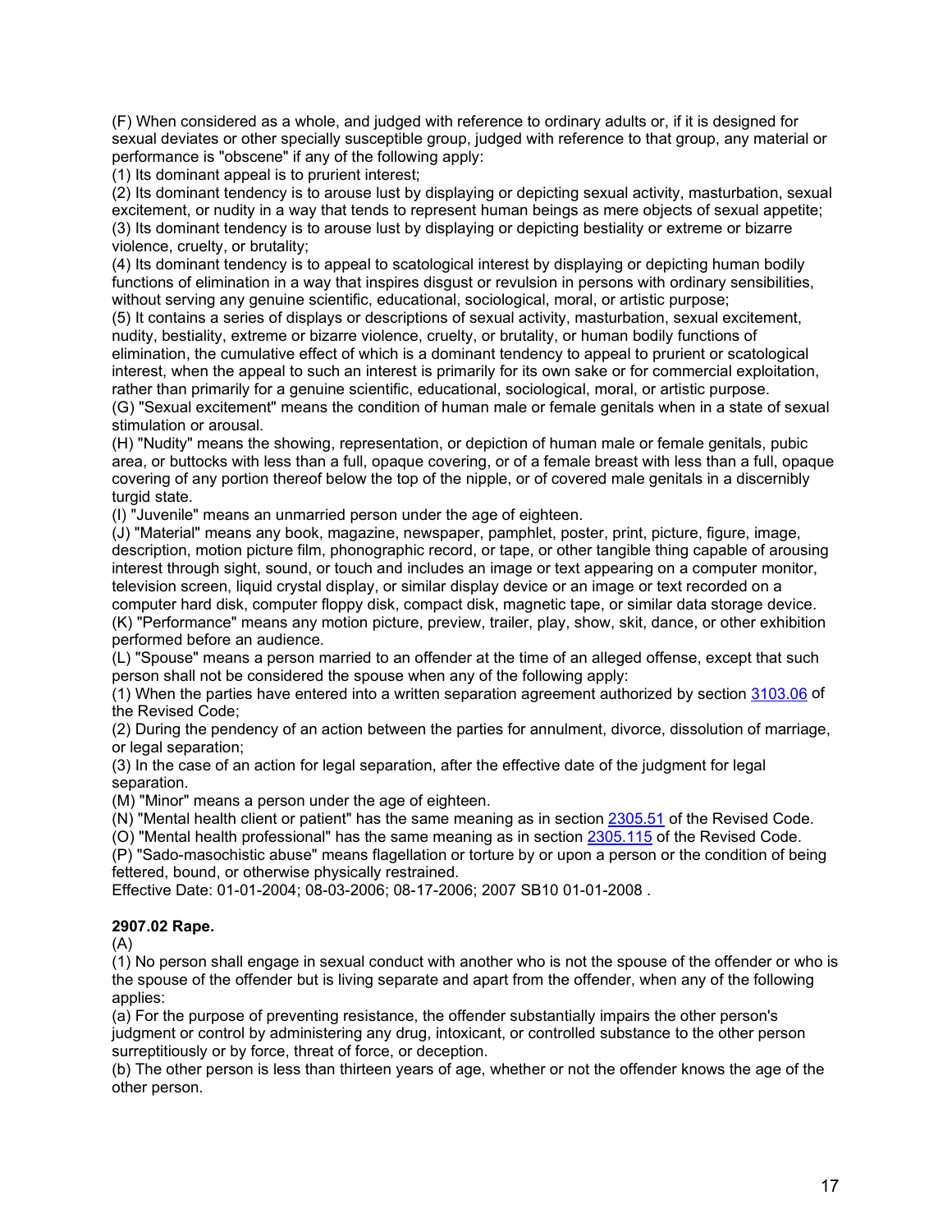(F) When considered as a whole, and judged with reference to ordinary adults or, if it is designed for sexual deviates or other specially susceptible group, judged with reference to that group, any material or performance is "obscene" if any of the following apply:

(1) Its dominant appeal is to prurient interest;

(2) Its dominant tendency is to arouse lust by displaying or depicting sexual activity, masturbation, sexual excitement, or nudity in a way that tends to represent human beings as mere objects of sexual appetite;

(3) Its dominant tendency is to arouse lust by displaying or depicting bestiality or extreme or bizarre violence, cruelty, or brutality;

(4) Its dominant tendency is to appeal to scatological interest by displaying or depicting human bodily functions of elimination in a way that inspires disgust or revulsion in persons with ordinary sensibilities, without serving any genuine scientific, educational, sociological, moral, or artistic purpose;

(5) It contains a series of displays or descriptions of sexual activity, masturbation, sexual excitement, nudity, bestiality, extreme or bizarre violence, cruelty, or brutality, or human bodily functions of elimination, the cumulative effect of which is a dominant tendency to appeal to prurient or scatological interest, when the appeal to such an interest is primarily for its own sake or for commercial exploitation, rather than primarily for a genuine scientific, educational, sociological, moral, or artistic purpose.

(G) "Sexual excitement" means the condition of human male or female genitals when in a state of sexual stimulation or arousal.

(H) "Nudity" means the showing, representation, or depiction of human male or female genitals, pubic area, or buttocks with less than a full, opaque covering, or of a female breast with less than a full, opaque covering of any portion thereof below the top of the nipple, or of covered male genitals in a discernibly turgid state.

(I) "Juvenile" means an unmarried person under the age of eighteen.

(J) "Material" means any book, magazine, newspaper, pamphlet, poster, print, picture, figure, image, description, motion picture film, phonographic record, or tape, or other tangible thing capable of arousing interest through sight, sound, or touch and includes an image or text appearing on a computer monitor, television screen, liquid crystal display, or similar display device or an image or text recorded on a computer hard disk, computer floppy disk, compact disk, magnetic tape, or similar data storage device.

(K) "Performance" means any motion picture, preview, trailer, play, show, skit, dance, or other exhibition performed before an audience.

(L) "Spouse" means a person married to an offender at the time of an alleged offense, except that such person shall not be considered the spouse when any of the following apply:

(1) When the parties have entered into a written separation agreement authorized by section 3103.06 of the Revised Code;

(2) During the pendency of an action between the parties for annulment, divorce, dissolution of marriage, or legal separation;

(3) In the case of an action for legal separation, after the effective date of the judgment for legal separation.

(M) "Minor" means a person under the age of eighteen.

(N) "Mental health client or patient" has the same meaning as in section 2305.51 of the Revised Code.

(O) "Mental health professional" has the same meaning as in section 2305.115 of the Revised Code.

(P) "Sado-masochistic abuse" means flagellation or torture by or upon a person or the condition of being fettered, bound, or otherwise physically restrained.

Effective Date: 01-01-2004; 08-03-2006; 08-17-2006; 2007 SB10 01-01-2008 .

**2907.02 Rape.**

(A)

(1) No person shall engage in sexual conduct with another who is not the spouse of the offender or who is the spouse of the offender but is living separate and apart from the offender, when any of the following applies:

(a) For the purpose of preventing resistance, the offender substantially impairs the other person's judgment or control by administering any drug, intoxicant, or controlled substance to the other person surreptitiously or by force, threat of force, or deception.

(b) The other person is less than thirteen years of age, whether or not the offender knows the age of the other person.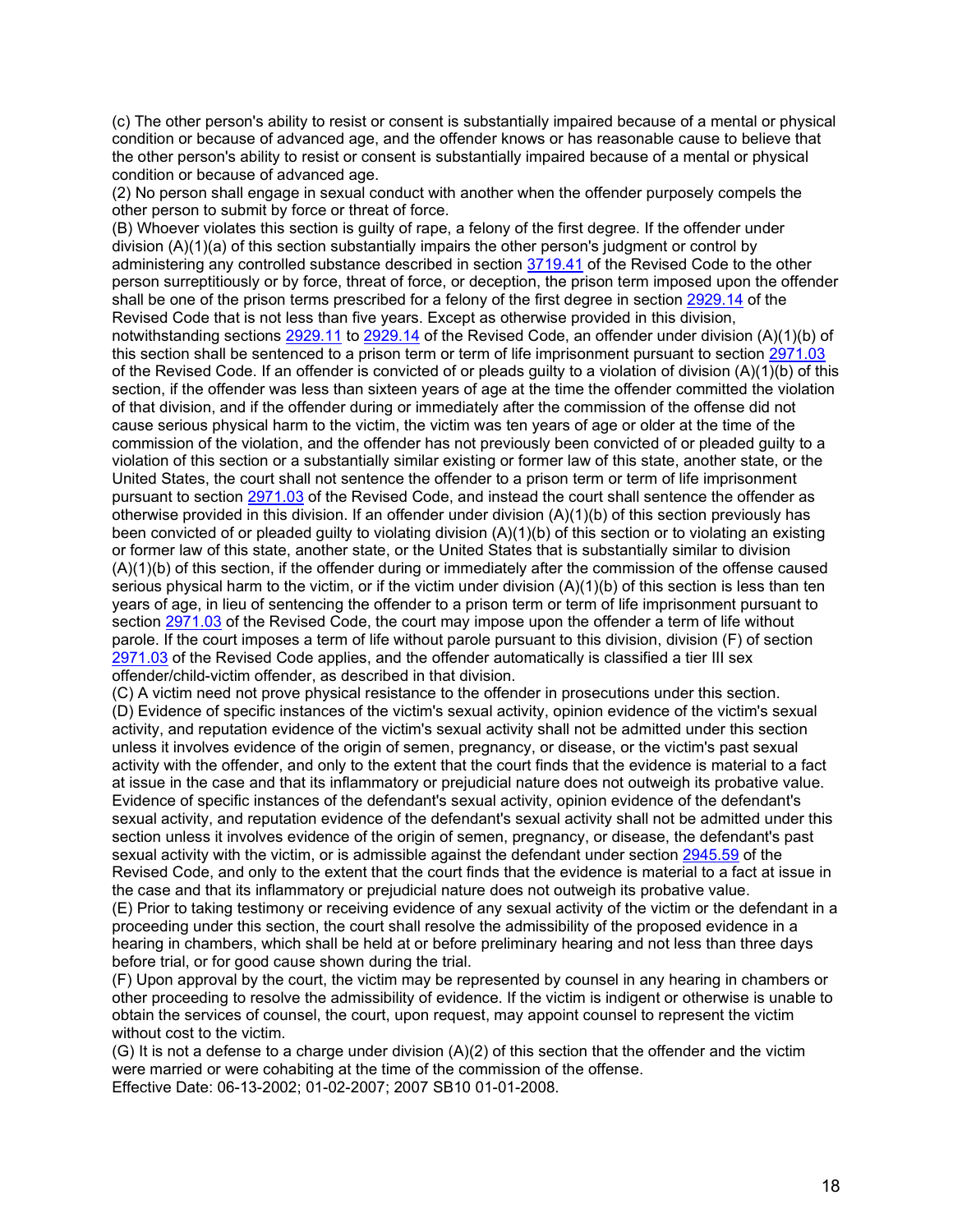(c) The other person's ability to resist or consent is substantially impaired because of a mental or physical condition or because of advanced age, and the offender knows or has reasonable cause to believe that the other person's ability to resist or consent is substantially impaired because of a mental or physical condition or because of advanced age.

(2) No person shall engage in sexual conduct with another when the offender purposely compels the other person to submit by force or threat of force.

(B) Whoever violates this section is guilty of rape, a felony of the first degree. If the offender under division (A)(1)(a) of this section substantially impairs the other person's judgment or control by administering any controlled substance described in section 3719.41 of the Revised Code to the other person surreptitiously or by force, threat of force, or deception, the prison term imposed upon the offender shall be one of the prison terms prescribed for a felony of the first degree in section 2929.14 of the Revised Code that is not less than five years. Except as otherwise provided in this division, notwithstanding sections 2929.11 to 2929.14 of the Revised Code, an offender under division (A)(1)(b) of this section shall be sentenced to a prison term or term of life imprisonment pursuant to section 2971.03 of the Revised Code. If an offender is convicted of or pleads guilty to a violation of division (A)(1)(b) of this section, if the offender was less than sixteen years of age at the time the offender committed the violation of that division, and if the offender during or immediately after the commission of the offense did not cause serious physical harm to the victim, the victim was ten years of age or older at the time of the commission of the violation, and the offender has not previously been convicted of or pleaded guilty to a violation of this section or a substantially similar existing or former law of this state, another state, or the United States, the court shall not sentence the offender to a prison term or term of life imprisonment pursuant to section 2971.03 of the Revised Code, and instead the court shall sentence the offender as otherwise provided in this division. If an offender under division (A)(1)(b) of this section previously has been convicted of or pleaded guilty to violating division (A)(1)(b) of this section or to violating an existing or former law of this state, another state, or the United States that is substantially similar to division (A)(1)(b) of this section, if the offender during or immediately after the commission of the offense caused serious physical harm to the victim, or if the victim under division (A)(1)(b) of this section is less than ten years of age, in lieu of sentencing the offender to a prison term or term of life imprisonment pursuant to section 2971.03 of the Revised Code, the court may impose upon the offender a term of life without parole. If the court imposes a term of life without parole pursuant to this division, division (F) of section 2971.03 of the Revised Code applies, and the offender automatically is classified a tier III sex offender/child-victim offender, as described in that division.

(C) A victim need not prove physical resistance to the offender in prosecutions under this section.

(D) Evidence of specific instances of the victim's sexual activity, opinion evidence of the victim's sexual activity, and reputation evidence of the victim's sexual activity shall not be admitted under this section unless it involves evidence of the origin of semen, pregnancy, or disease, or the victim's past sexual activity with the offender, and only to the extent that the court finds that the evidence is material to a fact at issue in the case and that its inflammatory or prejudicial nature does not outweigh its probative value. Evidence of specific instances of the defendant's sexual activity, opinion evidence of the defendant's sexual activity, and reputation evidence of the defendant's sexual activity shall not be admitted under this section unless it involves evidence of the origin of semen, pregnancy, or disease, the defendant's past sexual activity with the victim, or is admissible against the defendant under section 2945.59 of the Revised Code, and only to the extent that the court finds that the evidence is material to a fact at issue in the case and that its inflammatory or prejudicial nature does not outweigh its probative value.

(E) Prior to taking testimony or receiving evidence of any sexual activity of the victim or the defendant in a proceeding under this section, the court shall resolve the admissibility of the proposed evidence in a hearing in chambers, which shall be held at or before preliminary hearing and not less than three days before trial, or for good cause shown during the trial.

(F) Upon approval by the court, the victim may be represented by counsel in any hearing in chambers or other proceeding to resolve the admissibility of evidence. If the victim is indigent or otherwise is unable to obtain the services of counsel, the court, upon request, may appoint counsel to represent the victim without cost to the victim.

(G) It is not a defense to a charge under division (A)(2) of this section that the offender and the victim were married or were cohabiting at the time of the commission of the offense.

Effective Date: 06-13-2002; 01-02-2007; 2007 SB10 01-01-2008.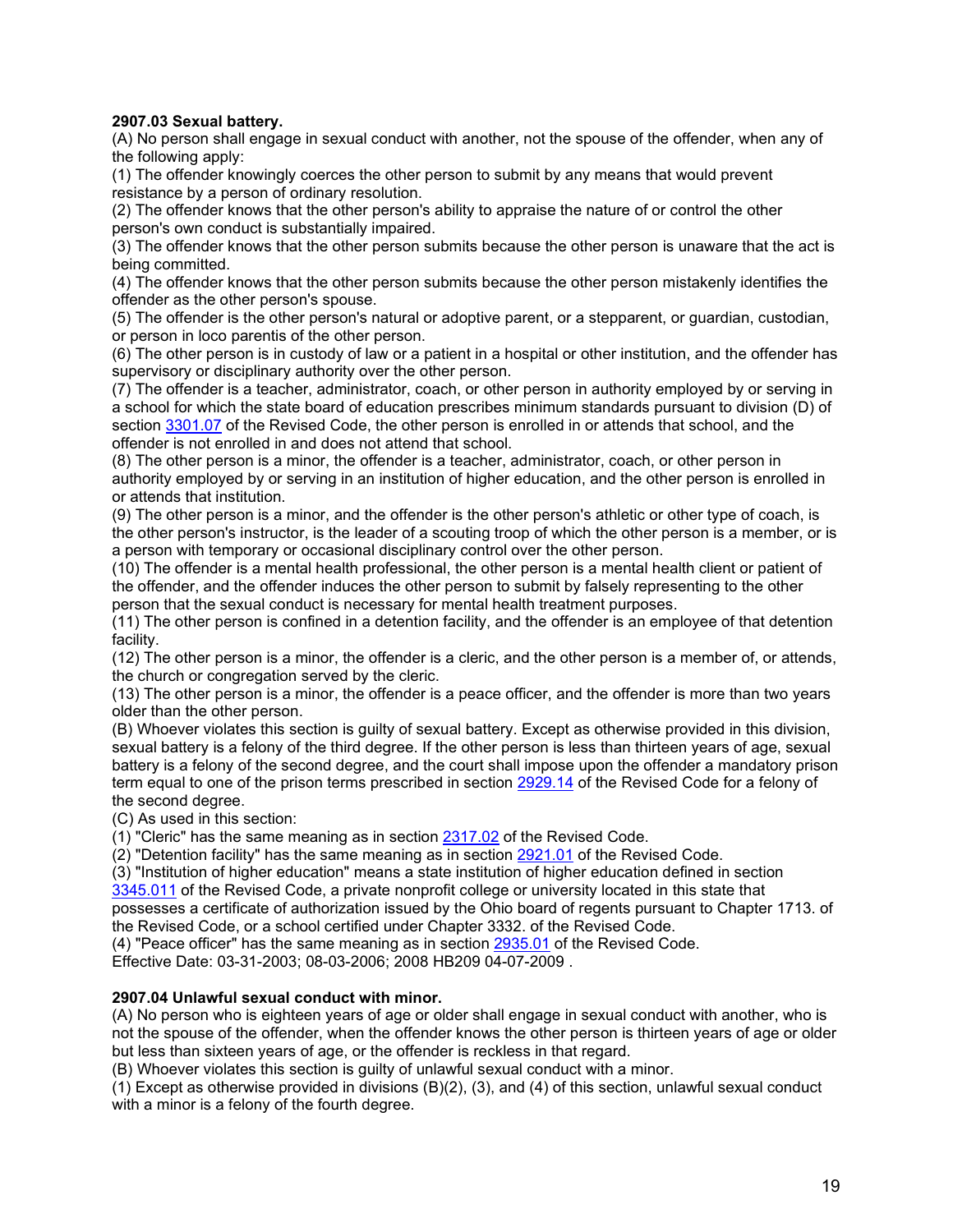**2907.03 Sexual battery.**

(A) No person shall engage in sexual conduct with another, not the spouse of the offender, when any of the following apply:

(1) The offender knowingly coerces the other person to submit by any means that would prevent resistance by a person of ordinary resolution.

(2) The offender knows that the other person's ability to appraise the nature of or control the other person's own conduct is substantially impaired.

(3) The offender knows that the other person submits because the other person is unaware that the act is being committed.

(4) The offender knows that the other person submits because the other person mistakenly identifies the offender as the other person's spouse.

(5) The offender is the other person's natural or adoptive parent, or a stepparent, or guardian, custodian, or person in loco parentis of the other person.

(6) The other person is in custody of law or a patient in a hospital or other institution, and the offender has supervisory or disciplinary authority over the other person.

(7) The offender is a teacher, administrator, coach, or other person in authority employed by or serving in a school for which the state board of education prescribes minimum standards pursuant to division (D) of section 3301.07 of the Revised Code, the other person is enrolled in or attends that school, and the offender is not enrolled in and does not attend that school.

(8) The other person is a minor, the offender is a teacher, administrator, coach, or other person in authority employed by or serving in an institution of higher education, and the other person is enrolled in or attends that institution.

(9) The other person is a minor, and the offender is the other person's athletic or other type of coach, is the other person's instructor, is the leader of a scouting troop of which the other person is a member, or is a person with temporary or occasional disciplinary control over the other person.

(10) The offender is a mental health professional, the other person is a mental health client or patient of the offender, and the offender induces the other person to submit by falsely representing to the other person that the sexual conduct is necessary for mental health treatment purposes.

(11) The other person is confined in a detention facility, and the offender is an employee of that detention facility.

(12) The other person is a minor, the offender is a cleric, and the other person is a member of, or attends, the church or congregation served by the cleric.

(13) The other person is a minor, the offender is a peace officer, and the offender is more than two years older than the other person.

(B) Whoever violates this section is guilty of sexual battery. Except as otherwise provided in this division, sexual battery is a felony of the third degree. If the other person is less than thirteen years of age, sexual battery is a felony of the second degree, and the court shall impose upon the offender a mandatory prison term equal to one of the prison terms prescribed in section 2929.14 of the Revised Code for a felony of the second degree.

(C) As used in this section:

(1) "Cleric" has the same meaning as in section 2317.02 of the Revised Code.

(2) "Detention facility" has the same meaning as in section 2921.01 of the Revised Code.

(3) "Institution of higher education" means a state institution of higher education defined in section 3345.011 of the Revised Code, a private nonprofit college or university located in this state that possesses a certificate of authorization issued by the Ohio board of regents pursuant to Chapter 1713. of the Revised Code, or a school certified under Chapter 3332. of the Revised Code.

(4) "Peace officer" has the same meaning as in section 2935.01 of the Revised Code.

Effective Date: 03-31-2003; 08-03-2006; 2008 HB209 04-07-2009 .

**2907.04 Unlawful sexual conduct with minor.**

(A) No person who is eighteen years of age or older shall engage in sexual conduct with another, who is not the spouse of the offender, when the offender knows the other person is thirteen years of age or older but less than sixteen years of age, or the offender is reckless in that regard.

(B) Whoever violates this section is guilty of unlawful sexual conduct with a minor.

(1) Except as otherwise provided in divisions (B)(2), (3), and (4) of this section, unlawful sexual conduct with a minor is a felony of the fourth degree.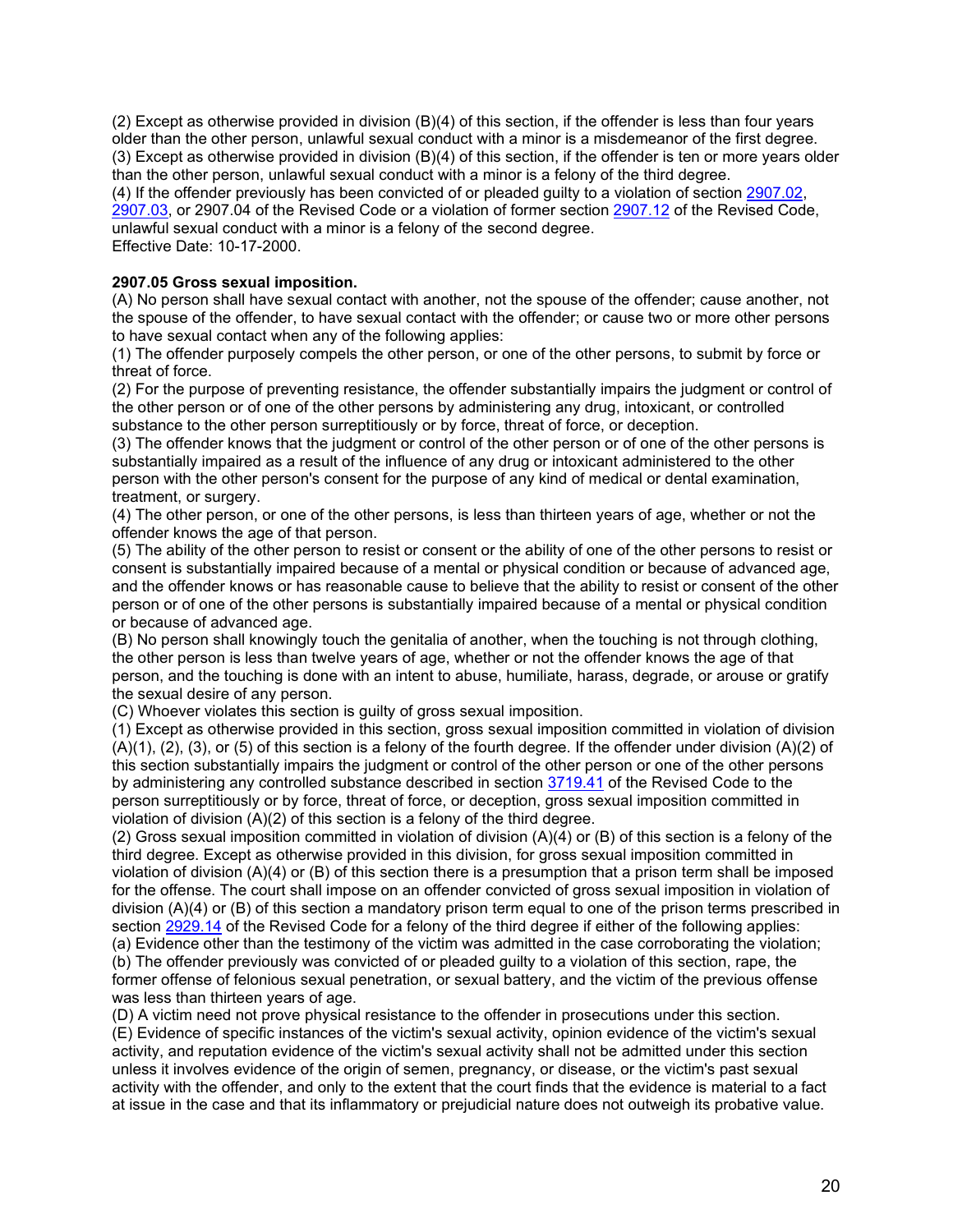(2) Except as otherwise provided in division (B)(4) of this section, if the offender is less than four years older than the other person, unlawful sexual conduct with a minor is a misdemeanor of the first degree.
(3) Except as otherwise provided in division (B)(4) of this section, if the offender is ten or more years older than the other person, unlawful sexual conduct with a minor is a felony of the third degree.
(4) If the offender previously has been convicted of or pleaded guilty to a violation of section 2907.02, 2907.03, or 2907.04 of the Revised Code or a violation of former section 2907.12 of the Revised Code, unlawful sexual conduct with a minor is a felony of the second degree.
Effective Date: 10-17-2000.

**2907.05 Gross sexual imposition.**

(A) No person shall have sexual contact with another, not the spouse of the offender; cause another, not the spouse of the offender, to have sexual contact with the offender; or cause two or more other persons to have sexual contact when any of the following applies:
(1) The offender purposely compels the other person, or one of the other persons, to submit by force or threat of force.
(2) For the purpose of preventing resistance, the offender substantially impairs the judgment or control of the other person or of one of the other persons by administering any drug, intoxicant, or controlled substance to the other person surreptitiously or by force, threat of force, or deception.
(3) The offender knows that the judgment or control of the other person or of one of the other persons is substantially impaired as a result of the influence of any drug or intoxicant administered to the other person with the other person's consent for the purpose of any kind of medical or dental examination, treatment, or surgery.
(4) The other person, or one of the other persons, is less than thirteen years of age, whether or not the offender knows the age of that person.
(5) The ability of the other person to resist or consent or the ability of one of the other persons to resist or consent is substantially impaired because of a mental or physical condition or because of advanced age, and the offender knows or has reasonable cause to believe that the ability to resist or consent of the other person or of one of the other persons is substantially impaired because of a mental or physical condition or because of advanced age.
(B) No person shall knowingly touch the genitalia of another, when the touching is not through clothing, the other person is less than twelve years of age, whether or not the offender knows the age of that person, and the touching is done with an intent to abuse, humiliate, harass, degrade, or arouse or gratify the sexual desire of any person.
(C) Whoever violates this section is guilty of gross sexual imposition.
(1) Except as otherwise provided in this section, gross sexual imposition committed in violation of division (A)(1), (2), (3), or (5) of this section is a felony of the fourth degree. If the offender under division (A)(2) of this section substantially impairs the judgment or control of the other person or one of the other persons by administering any controlled substance described in section 3719.41 of the Revised Code to the person surreptitiously or by force, threat of force, or deception, gross sexual imposition committed in violation of division (A)(2) of this section is a felony of the third degree.
(2) Gross sexual imposition committed in violation of division (A)(4) or (B) of this section is a felony of the third degree. Except as otherwise provided in this division, for gross sexual imposition committed in violation of division (A)(4) or (B) of this section there is a presumption that a prison term shall be imposed for the offense. The court shall impose on an offender convicted of gross sexual imposition in violation of division (A)(4) or (B) of this section a mandatory prison term equal to one of the prison terms prescribed in section 2929.14 of the Revised Code for a felony of the third degree if either of the following applies:
(a) Evidence other than the testimony of the victim was admitted in the case corroborating the violation;
(b) The offender previously was convicted of or pleaded guilty to a violation of this section, rape, the former offense of felonious sexual penetration, or sexual battery, and the victim of the previous offense was less than thirteen years of age.
(D) A victim need not prove physical resistance to the offender in prosecutions under this section.
(E) Evidence of specific instances of the victim's sexual activity, opinion evidence of the victim's sexual activity, and reputation evidence of the victim's sexual activity shall not be admitted under this section unless it involves evidence of the origin of semen, pregnancy, or disease, or the victim's past sexual activity with the offender, and only to the extent that the court finds that the evidence is material to a fact at issue in the case and that its inflammatory or prejudicial nature does not outweigh its probative value.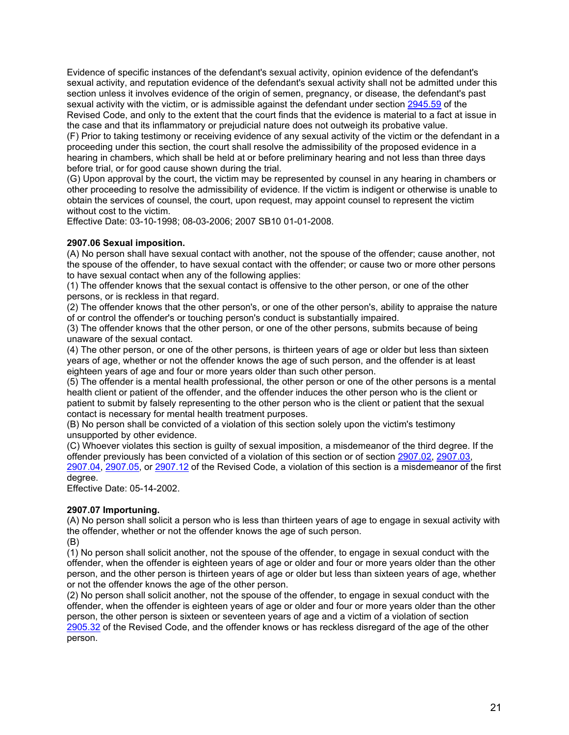Evidence of specific instances of the defendant's sexual activity, opinion evidence of the defendant's sexual activity, and reputation evidence of the defendant's sexual activity shall not be admitted under this section unless it involves evidence of the origin of semen, pregnancy, or disease, the defendant's past sexual activity with the victim, or is admissible against the defendant under section 2945.59 of the Revised Code, and only to the extent that the court finds that the evidence is material to a fact at issue in the case and that its inflammatory or prejudicial nature does not outweigh its probative value.

(F) Prior to taking testimony or receiving evidence of any sexual activity of the victim or the defendant in a proceeding under this section, the court shall resolve the admissibility of the proposed evidence in a hearing in chambers, which shall be held at or before preliminary hearing and not less than three days before trial, or for good cause shown during the trial.

(G) Upon approval by the court, the victim may be represented by counsel in any hearing in chambers or other proceeding to resolve the admissibility of evidence. If the victim is indigent or otherwise is unable to obtain the services of counsel, the court, upon request, may appoint counsel to represent the victim without cost to the victim.

Effective Date: 03-10-1998; 08-03-2006; 2007 SB10 01-01-2008.

**2907.06 Sexual imposition.**

(A) No person shall have sexual contact with another, not the spouse of the offender; cause another, not the spouse of the offender, to have sexual contact with the offender; or cause two or more other persons to have sexual contact when any of the following applies:

(1) The offender knows that the sexual contact is offensive to the other person, or one of the other persons, or is reckless in that regard.

(2) The offender knows that the other person's, or one of the other person's, ability to appraise the nature of or control the offender's or touching person's conduct is substantially impaired.

(3) The offender knows that the other person, or one of the other persons, submits because of being unaware of the sexual contact.

(4) The other person, or one of the other persons, is thirteen years of age or older but less than sixteen years of age, whether or not the offender knows the age of such person, and the offender is at least eighteen years of age and four or more years older than such other person.

(5) The offender is a mental health professional, the other person or one of the other persons is a mental health client or patient of the offender, and the offender induces the other person who is the client or patient to submit by falsely representing to the other person who is the client or patient that the sexual contact is necessary for mental health treatment purposes.

(B) No person shall be convicted of a violation of this section solely upon the victim's testimony unsupported by other evidence.

(C) Whoever violates this section is guilty of sexual imposition, a misdemeanor of the third degree. If the offender previously has been convicted of a violation of this section or of section 2907.02, 2907.03, 2907.04, 2907.05, or 2907.12 of the Revised Code, a violation of this section is a misdemeanor of the first degree.

Effective Date: 05-14-2002.

**2907.07 Importuning.**

(A) No person shall solicit a person who is less than thirteen years of age to engage in sexual activity with the offender, whether or not the offender knows the age of such person.

(B)

(1) No person shall solicit another, not the spouse of the offender, to engage in sexual conduct with the offender, when the offender is eighteen years of age or older and four or more years older than the other person, and the other person is thirteen years of age or older but less than sixteen years of age, whether or not the offender knows the age of the other person.

(2) No person shall solicit another, not the spouse of the offender, to engage in sexual conduct with the offender, when the offender is eighteen years of age or older and four or more years older than the other person, the other person is sixteen or seventeen years of age and a victim of a violation of section 2905.32 of the Revised Code, and the offender knows or has reckless disregard of the age of the other person.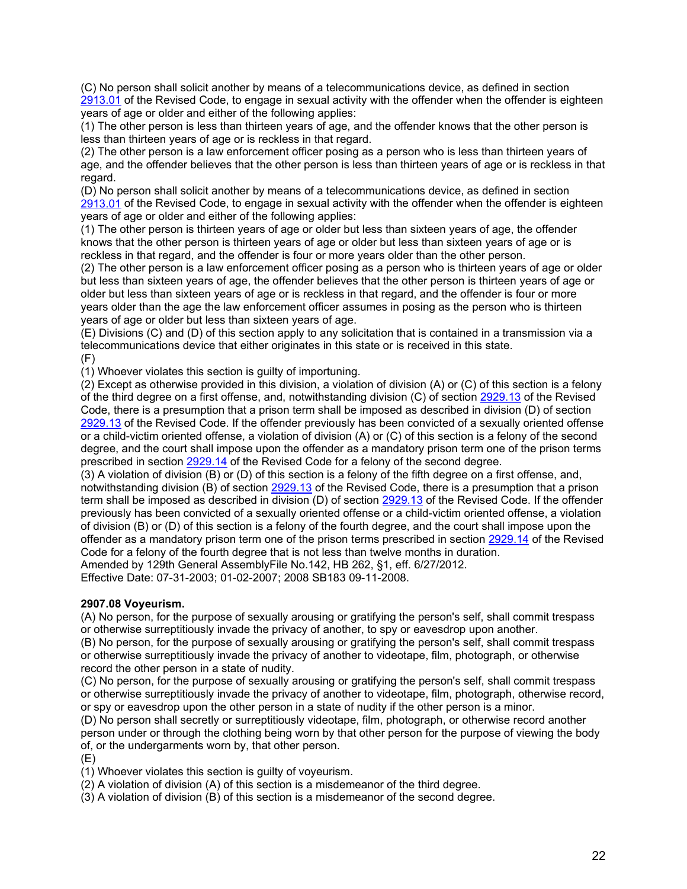(C) No person shall solicit another by means of a telecommunications device, as defined in section 2913.01 of the Revised Code, to engage in sexual activity with the offender when the offender is eighteen years of age or older and either of the following applies:

(1) The other person is less than thirteen years of age, and the offender knows that the other person is less than thirteen years of age or is reckless in that regard.

(2) The other person is a law enforcement officer posing as a person who is less than thirteen years of age, and the offender believes that the other person is less than thirteen years of age or is reckless in that regard.

(D) No person shall solicit another by means of a telecommunications device, as defined in section 2913.01 of the Revised Code, to engage in sexual activity with the offender when the offender is eighteen years of age or older and either of the following applies:

(1) The other person is thirteen years of age or older but less than sixteen years of age, the offender knows that the other person is thirteen years of age or older but less than sixteen years of age or is reckless in that regard, and the offender is four or more years older than the other person.

(2) The other person is a law enforcement officer posing as a person who is thirteen years of age or older but less than sixteen years of age, the offender believes that the other person is thirteen years of age or older but less than sixteen years of age or is reckless in that regard, and the offender is four or more years older than the age the law enforcement officer assumes in posing as the person who is thirteen years of age or older but less than sixteen years of age.

(E) Divisions (C) and (D) of this section apply to any solicitation that is contained in a transmission via a telecommunications device that either originates in this state or is received in this state.

(F)

(1) Whoever violates this section is guilty of importuning.

(2) Except as otherwise provided in this division, a violation of division (A) or (C) of this section is a felony of the third degree on a first offense, and, notwithstanding division (C) of section 2929.13 of the Revised Code, there is a presumption that a prison term shall be imposed as described in division (D) of section 2929.13 of the Revised Code. If the offender previously has been convicted of a sexually oriented offense or a child-victim oriented offense, a violation of division (A) or (C) of this section is a felony of the second degree, and the court shall impose upon the offender as a mandatory prison term one of the prison terms prescribed in section 2929.14 of the Revised Code for a felony of the second degree.

(3) A violation of division (B) or (D) of this section is a felony of the fifth degree on a first offense, and, notwithstanding division (B) of section 2929.13 of the Revised Code, there is a presumption that a prison term shall be imposed as described in division (D) of section 2929.13 of the Revised Code. If the offender previously has been convicted of a sexually oriented offense or a child-victim oriented offense, a violation of division (B) or (D) of this section is a felony of the fourth degree, and the court shall impose upon the offender as a mandatory prison term one of the prison terms prescribed in section 2929.14 of the Revised Code for a felony of the fourth degree that is not less than twelve months in duration.

Amended by 129th General AssemblyFile No.142, HB 262, §1, eff. 6/27/2012.

Effective Date: 07-31-2003; 01-02-2007; 2008 SB183 09-11-2008.

**2907.08 Voyeurism.**

(A) No person, for the purpose of sexually arousing or gratifying the person's self, shall commit trespass or otherwise surreptitiously invade the privacy of another, to spy or eavesdrop upon another.

(B) No person, for the purpose of sexually arousing or gratifying the person's self, shall commit trespass or otherwise surreptitiously invade the privacy of another to videotape, film, photograph, or otherwise record the other person in a state of nudity.

(C) No person, for the purpose of sexually arousing or gratifying the person's self, shall commit trespass or otherwise surreptitiously invade the privacy of another to videotape, film, photograph, otherwise record, or spy or eavesdrop upon the other person in a state of nudity if the other person is a minor.

(D) No person shall secretly or surreptitiously videotape, film, photograph, or otherwise record another person under or through the clothing being worn by that other person for the purpose of viewing the body of, or the undergarments worn by, that other person.

(E)

(1) Whoever violates this section is guilty of voyeurism.

(2) A violation of division (A) of this section is a misdemeanor of the third degree.

(3) A violation of division (B) of this section is a misdemeanor of the second degree.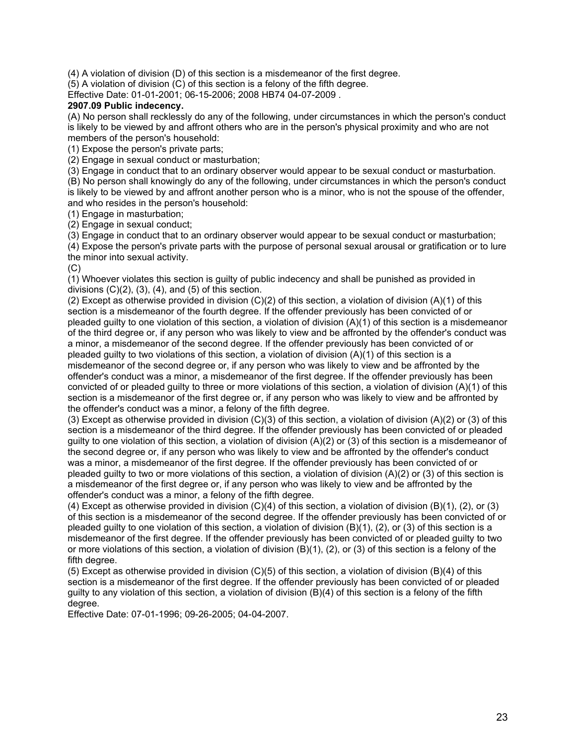(4) A violation of division (D) of this section is a misdemeanor of the first degree.

(5) A violation of division (C) of this section is a felony of the fifth degree.

Effective Date: 01-01-2001; 06-15-2006; 2008 HB74 04-07-2009 .

**2907.09 Public indecency.**

(A) No person shall recklessly do any of the following, under circumstances in which the person's conduct is likely to be viewed by and affront others who are in the person's physical proximity and who are not members of the person's household:

(1) Expose the person's private parts;

(2) Engage in sexual conduct or masturbation;

(3) Engage in conduct that to an ordinary observer would appear to be sexual conduct or masturbation.

(B) No person shall knowingly do any of the following, under circumstances in which the person's conduct is likely to be viewed by and affront another person who is a minor, who is not the spouse of the offender, and who resides in the person's household:

(1) Engage in masturbation;

(2) Engage in sexual conduct;

(3) Engage in conduct that to an ordinary observer would appear to be sexual conduct or masturbation;

(4) Expose the person's private parts with the purpose of personal sexual arousal or gratification or to lure the minor into sexual activity.

(C)

(1) Whoever violates this section is guilty of public indecency and shall be punished as provided in divisions (C)(2), (3), (4), and (5) of this section.

(2) Except as otherwise provided in division (C)(2) of this section, a violation of division (A)(1) of this section is a misdemeanor of the fourth degree. If the offender previously has been convicted of or pleaded guilty to one violation of this section, a violation of division (A)(1) of this section is a misdemeanor of the third degree or, if any person who was likely to view and be affronted by the offender's conduct was a minor, a misdemeanor of the second degree. If the offender previously has been convicted of or pleaded guilty to two violations of this section, a violation of division (A)(1) of this section is a misdemeanor of the second degree or, if any person who was likely to view and be affronted by the offender's conduct was a minor, a misdemeanor of the first degree. If the offender previously has been convicted of or pleaded guilty to three or more violations of this section, a violation of division (A)(1) of this section is a misdemeanor of the first degree or, if any person who was likely to view and be affronted by the offender's conduct was a minor, a felony of the fifth degree.

(3) Except as otherwise provided in division (C)(3) of this section, a violation of division (A)(2) or (3) of this section is a misdemeanor of the third degree. If the offender previously has been convicted of or pleaded guilty to one violation of this section, a violation of division (A)(2) or (3) of this section is a misdemeanor of the second degree or, if any person who was likely to view and be affronted by the offender's conduct was a minor, a misdemeanor of the first degree. If the offender previously has been convicted of or pleaded guilty to two or more violations of this section, a violation of division (A)(2) or (3) of this section is a misdemeanor of the first degree or, if any person who was likely to view and be affronted by the offender's conduct was a minor, a felony of the fifth degree.

(4) Except as otherwise provided in division (C)(4) of this section, a violation of division (B)(1), (2), or (3) of this section is a misdemeanor of the second degree. If the offender previously has been convicted of or pleaded guilty to one violation of this section, a violation of division (B)(1), (2), or (3) of this section is a misdemeanor of the first degree. If the offender previously has been convicted of or pleaded guilty to two or more violations of this section, a violation of division (B)(1), (2), or (3) of this section is a felony of the fifth degree.

(5) Except as otherwise provided in division (C)(5) of this section, a violation of division (B)(4) of this section is a misdemeanor of the first degree. If the offender previously has been convicted of or pleaded guilty to any violation of this section, a violation of division (B)(4) of this section is a felony of the fifth degree.

Effective Date: 07-01-1996; 09-26-2005; 04-04-2007.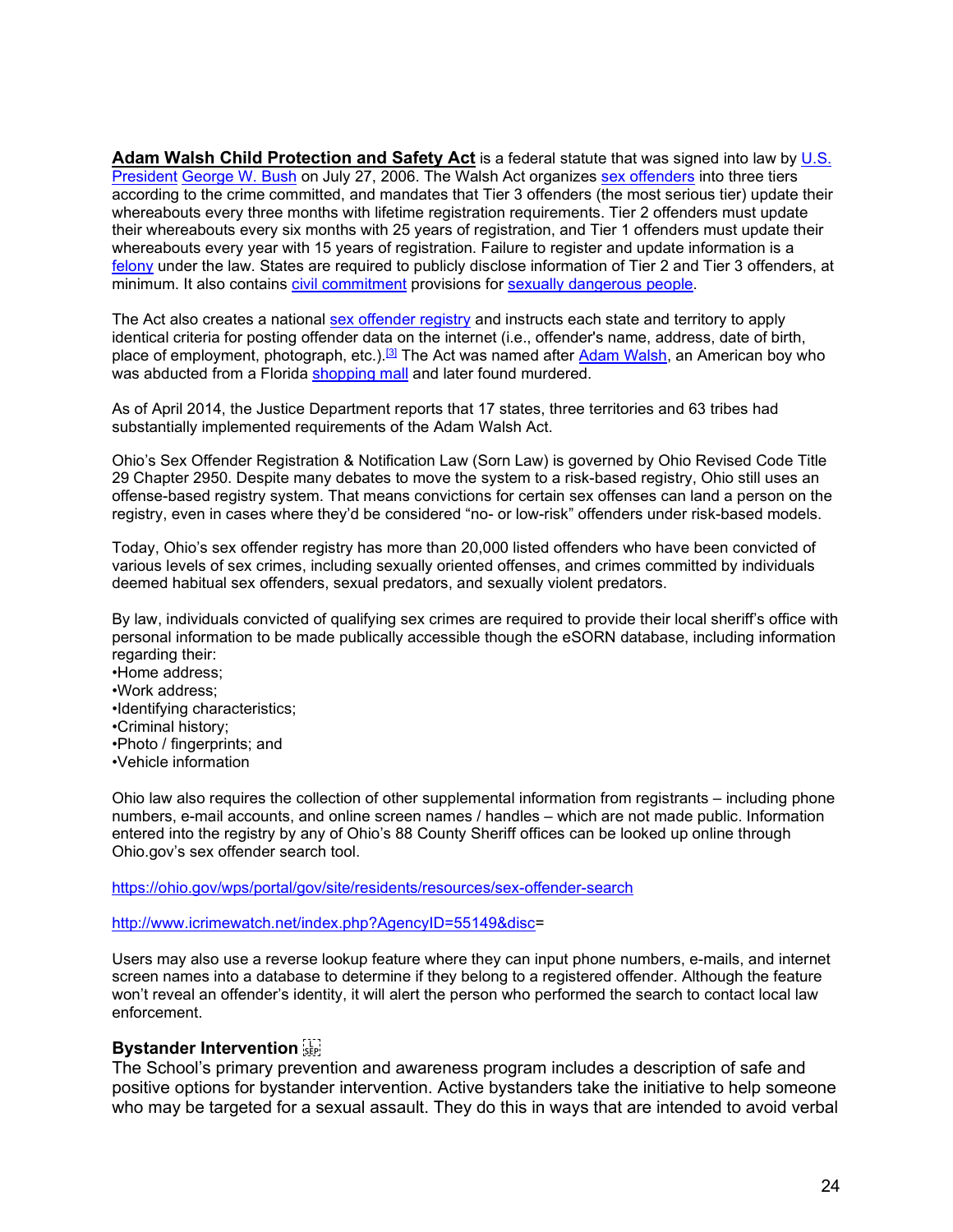**Adam Walsh Child Protection and Safety Act** is a federal statute that was signed into law by U.S. President George W. Bush on July 27, 2006. The Walsh Act organizes sex offenders into three tiers according to the crime committed, and mandates that Tier 3 offenders (the most serious tier) update their whereabouts every three months with lifetime registration requirements. Tier 2 offenders must update their whereabouts every six months with 25 years of registration, and Tier 1 offenders must update their whereabouts every year with 15 years of registration. Failure to register and update information is a felony under the law. States are required to publicly disclose information of Tier 2 and Tier 3 offenders, at minimum. It also contains civil commitment provisions for sexually dangerous people.

The Act also creates a national sex offender registry and instructs each state and territory to apply identical criteria for posting offender data on the internet (i.e., offender's name, address, date of birth, place of employment, photograph, etc.).[3] The Act was named after Adam Walsh, an American boy who was abducted from a Florida shopping mall and later found murdered.

As of April 2014, the Justice Department reports that 17 states, three territories and 63 tribes had substantially implemented requirements of the Adam Walsh Act.

Ohio's Sex Offender Registration & Notification Law (Sorn Law) is governed by Ohio Revised Code Title 29 Chapter 2950. Despite many debates to move the system to a risk-based registry, Ohio still uses an offense-based registry system. That means convictions for certain sex offenses can land a person on the registry, even in cases where they'd be considered "no- or low-risk" offenders under risk-based models.

Today, Ohio's sex offender registry has more than 20,000 listed offenders who have been convicted of various levels of sex crimes, including sexually oriented offenses, and crimes committed by individuals deemed habitual sex offenders, sexual predators, and sexually violent predators.

By law, individuals convicted of qualifying sex crimes are required to provide their local sheriff's office with personal information to be made publically accessible though the eSORN database, including information regarding their:

- Home address;
- Work address;
- Identifying characteristics;
- Criminal history;
- Photo / fingerprints; and
- Vehicle information

Ohio law also requires the collection of other supplemental information from registrants – including phone numbers, e-mail accounts, and online screen names / handles – which are not made public. Information entered into the registry by any of Ohio's 88 County Sheriff offices can be looked up online through Ohio.gov's sex offender search tool.

https://ohio.gov/wps/portal/gov/site/residents/resources/sex-offender-search

http://www.icrimewatch.net/index.php?AgencyID=55149&disc=

Users may also use a reverse lookup feature where they can input phone numbers, e-mails, and internet screen names into a database to determine if they belong to a registered offender. Although the feature won't reveal an offender's identity, it will alert the person who performed the search to contact local law enforcement.

**Bystander Intervention**

The School's primary prevention and awareness program includes a description of safe and positive options for bystander intervention. Active bystanders take the initiative to help someone who may be targeted for a sexual assault. They do this in ways that are intended to avoid verbal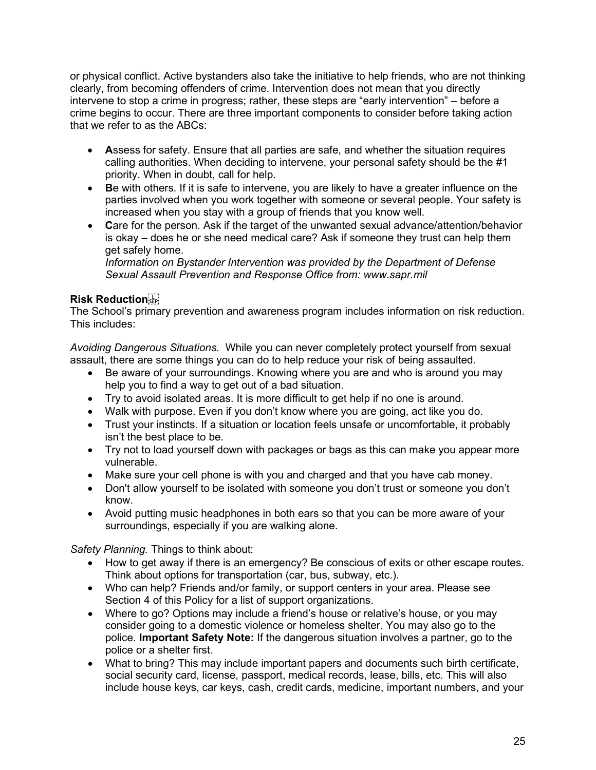or physical conflict. Active bystanders also take the initiative to help friends, who are not thinking clearly, from becoming offenders of crime. Intervention does not mean that you directly intervene to stop a crime in progress; rather, these steps are "early intervention" – before a crime begins to occur. There are three important components to consider before taking action that we refer to as the ABCs:

- **A**ssess for safety. Ensure that all parties are safe, and whether the situation requires calling authorities. When deciding to intervene, your personal safety should be the #1 priority. When in doubt, call for help.
- **B**e with others. If it is safe to intervene, you are likely to have a greater influence on the parties involved when you work together with someone or several people. Your safety is increased when you stay with a group of friends that you know well.
- **C**are for the person. Ask if the target of the unwanted sexual advance/attention/behavior is okay – does he or she need medical care? Ask if someone they trust can help them get safely home.
  *Information on Bystander Intervention was provided by the Department of Defense Sexual Assault Prevention and Response Office from: www.sapr.mil*

**Risk Reduction**

The School's primary prevention and awareness program includes information on risk reduction. This includes:

*Avoiding Dangerous Situations.* While you can never completely protect yourself from sexual assault, there are some things you can do to help reduce your risk of being assaulted.

- Be aware of your surroundings. Knowing where you are and who is around you may help you to find a way to get out of a bad situation.
- Try to avoid isolated areas. It is more difficult to get help if no one is around.
- Walk with purpose. Even if you don't know where you are going, act like you do.
- Trust your instincts. If a situation or location feels unsafe or uncomfortable, it probably isn't the best place to be.
- Try not to load yourself down with packages or bags as this can make you appear more vulnerable.
- Make sure your cell phone is with you and charged and that you have cab money.
- Don't allow yourself to be isolated with someone you don't trust or someone you don't know.
- Avoid putting music headphones in both ears so that you can be more aware of your surroundings, especially if you are walking alone.

*Safety Planning.* Things to think about:

- How to get away if there is an emergency? Be conscious of exits or other escape routes. Think about options for transportation (car, bus, subway, etc.).
- Who can help? Friends and/or family, or support centers in your area. Please see Section 4 of this Policy for a list of support organizations.
- Where to go? Options may include a friend's house or relative's house, or you may consider going to a domestic violence or homeless shelter. You may also go to the police. **Important Safety Note:** If the dangerous situation involves a partner, go to the police or a shelter first.
- What to bring? This may include important papers and documents such birth certificate, social security card, license, passport, medical records, lease, bills, etc. This will also include house keys, car keys, cash, credit cards, medicine, important numbers, and your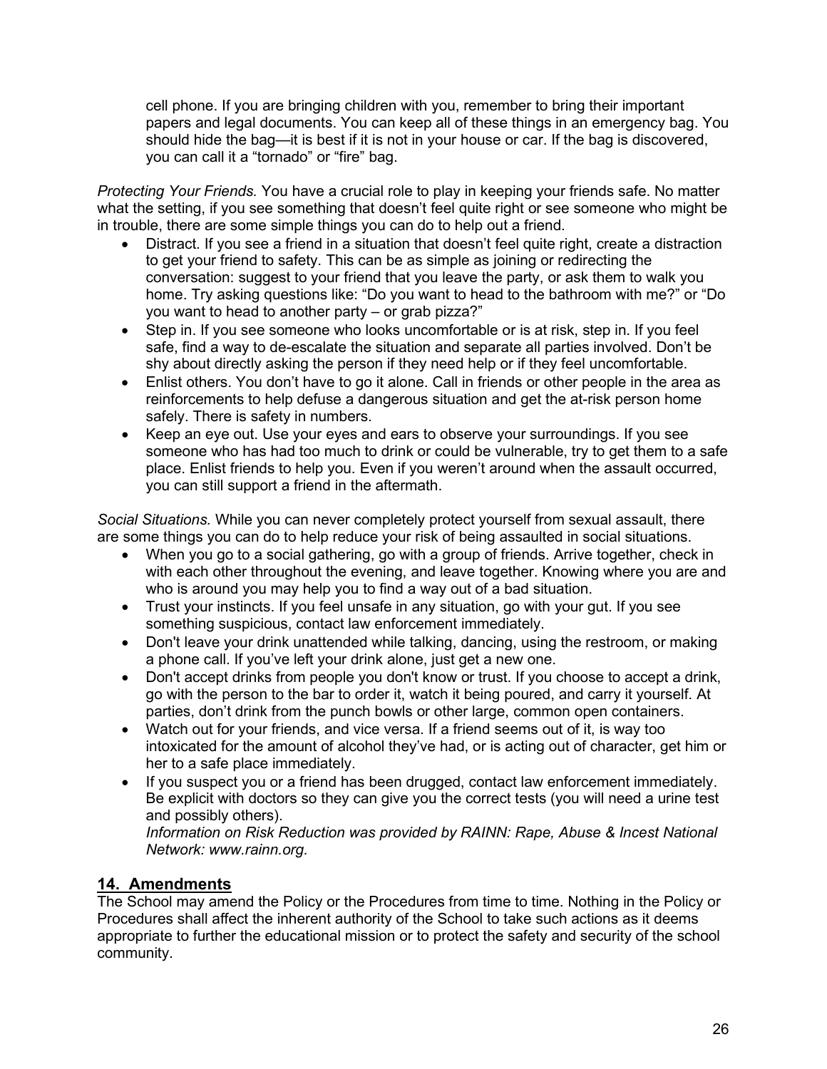cell phone. If you are bringing children with you, remember to bring their important papers and legal documents. You can keep all of these things in an emergency bag. You should hide the bag—it is best if it is not in your house or car. If the bag is discovered, you can call it a "tornado" or "fire" bag.

*Protecting Your Friends.* You have a crucial role to play in keeping your friends safe. No matter what the setting, if you see something that doesn't feel quite right or see someone who might be in trouble, there are some simple things you can do to help out a friend.

- Distract. If you see a friend in a situation that doesn't feel quite right, create a distraction to get your friend to safety. This can be as simple as joining or redirecting the conversation: suggest to your friend that you leave the party, or ask them to walk you home. Try asking questions like: "Do you want to head to the bathroom with me?" or "Do you want to head to another party – or grab pizza?"
- Step in. If you see someone who looks uncomfortable or is at risk, step in. If you feel safe, find a way to de-escalate the situation and separate all parties involved. Don't be shy about directly asking the person if they need help or if they feel uncomfortable.
- Enlist others. You don't have to go it alone. Call in friends or other people in the area as reinforcements to help defuse a dangerous situation and get the at-risk person home safely. There is safety in numbers.
- Keep an eye out. Use your eyes and ears to observe your surroundings. If you see someone who has had too much to drink or could be vulnerable, try to get them to a safe place. Enlist friends to help you. Even if you weren't around when the assault occurred, you can still support a friend in the aftermath.

*Social Situations.* While you can never completely protect yourself from sexual assault, there are some things you can do to help reduce your risk of being assaulted in social situations.

- When you go to a social gathering, go with a group of friends. Arrive together, check in with each other throughout the evening, and leave together. Knowing where you are and who is around you may help you to find a way out of a bad situation.
- Trust your instincts. If you feel unsafe in any situation, go with your gut. If you see something suspicious, contact law enforcement immediately.
- Don't leave your drink unattended while talking, dancing, using the restroom, or making a phone call. If you've left your drink alone, just get a new one.
- Don't accept drinks from people you don't know or trust. If you choose to accept a drink, go with the person to the bar to order it, watch it being poured, and carry it yourself. At parties, don't drink from the punch bowls or other large, common open containers.
- Watch out for your friends, and vice versa. If a friend seems out of it, is way too intoxicated for the amount of alcohol they've had, or is acting out of character, get him or her to a safe place immediately.
- If you suspect you or a friend has been drugged, contact law enforcement immediately. Be explicit with doctors so they can give you the correct tests (you will need a urine test and possibly others).
  *Information on Risk Reduction was provided by RAINN: Rape, Abuse & Incest National Network: www.rainn.org.*

## 14. Amendments

The School may amend the Policy or the Procedures from time to time. Nothing in the Policy or Procedures shall affect the inherent authority of the School to take such actions as it deems appropriate to further the educational mission or to protect the safety and security of the school community.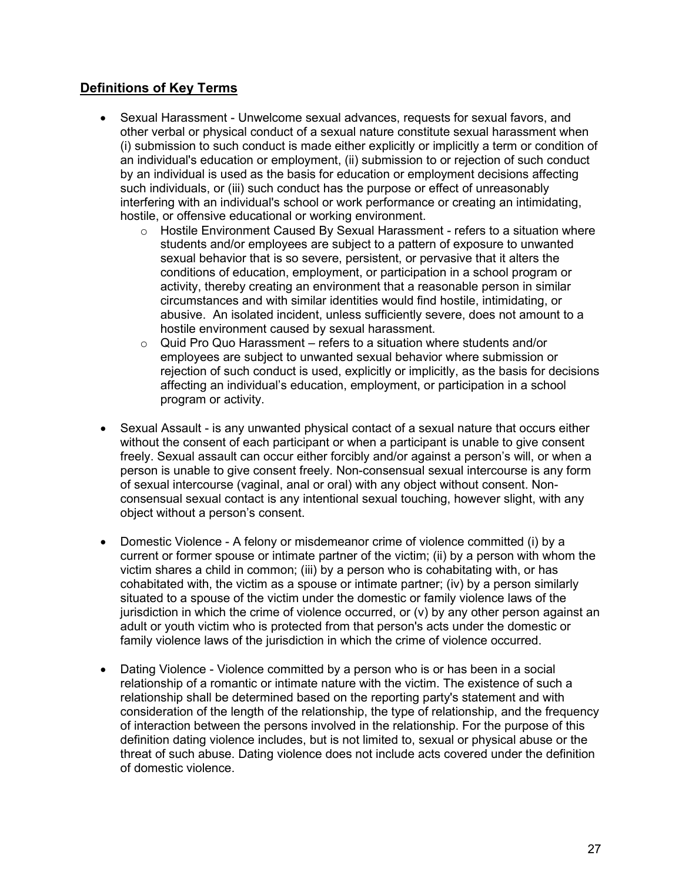## **Definitions of Key Terms**

- Sexual Harassment - Unwelcome sexual advances, requests for sexual favors, and other verbal or physical conduct of a sexual nature constitute sexual harassment when (i) submission to such conduct is made either explicitly or implicitly a term or condition of an individual's education or employment, (ii) submission to or rejection of such conduct by an individual is used as the basis for education or employment decisions affecting such individuals, or (iii) such conduct has the purpose or effect of unreasonably interfering with an individual's school or work performance or creating an intimidating, hostile, or offensive educational or working environment.
    - Hostile Environment Caused By Sexual Harassment - refers to a situation where students and/or employees are subject to a pattern of exposure to unwanted sexual behavior that is so severe, persistent, or pervasive that it alters the conditions of education, employment, or participation in a school program or activity, thereby creating an environment that a reasonable person in similar circumstances and with similar identities would find hostile, intimidating, or abusive. An isolated incident, unless sufficiently severe, does not amount to a hostile environment caused by sexual harassment.
    - Quid Pro Quo Harassment – refers to a situation where students and/or employees are subject to unwanted sexual behavior where submission or rejection of such conduct is used, explicitly or implicitly, as the basis for decisions affecting an individual's education, employment, or participation in a school program or activity.

- Sexual Assault - is any unwanted physical contact of a sexual nature that occurs either without the consent of each participant or when a participant is unable to give consent freely. Sexual assault can occur either forcibly and/or against a person's will, or when a person is unable to give consent freely. Non-consensual sexual intercourse is any form of sexual intercourse (vaginal, anal or oral) with any object without consent. Non-consensual sexual contact is any intentional sexual touching, however slight, with any object without a person's consent.

- Domestic Violence - A felony or misdemeanor crime of violence committed (i) by a current or former spouse or intimate partner of the victim; (ii) by a person with whom the victim shares a child in common; (iii) by a person who is cohabitating with, or has cohabitated with, the victim as a spouse or intimate partner; (iv) by a person similarly situated to a spouse of the victim under the domestic or family violence laws of the jurisdiction in which the crime of violence occurred, or (v) by any other person against an adult or youth victim who is protected from that person's acts under the domestic or family violence laws of the jurisdiction in which the crime of violence occurred.

- Dating Violence - Violence committed by a person who is or has been in a social relationship of a romantic or intimate nature with the victim. The existence of such a relationship shall be determined based on the reporting party's statement and with consideration of the length of the relationship, the type of relationship, and the frequency of interaction between the persons involved in the relationship. For the purpose of this definition dating violence includes, but is not limited to, sexual or physical abuse or the threat of such abuse. Dating violence does not include acts covered under the definition of domestic violence.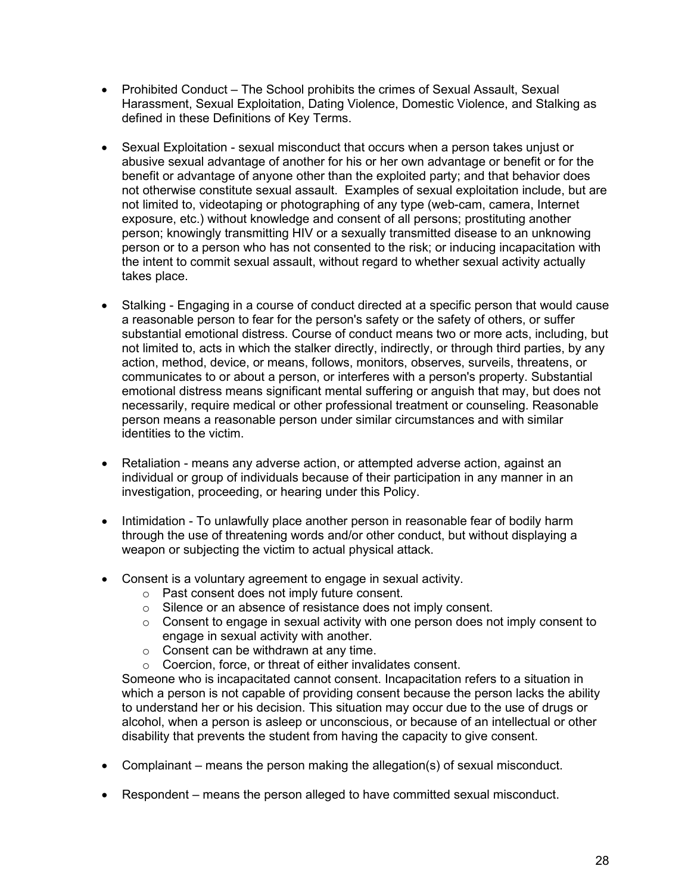- Prohibited Conduct – The School prohibits the crimes of Sexual Assault, Sexual Harassment, Sexual Exploitation, Dating Violence, Domestic Violence, and Stalking as defined in these Definitions of Key Terms.

- Sexual Exploitation - sexual misconduct that occurs when a person takes unjust or abusive sexual advantage of another for his or her own advantage or benefit or for the benefit or advantage of anyone other than the exploited party; and that behavior does not otherwise constitute sexual assault. Examples of sexual exploitation include, but are not limited to, videotaping or photographing of any type (web-cam, camera, Internet exposure, etc.) without knowledge and consent of all persons; prostituting another person; knowingly transmitting HIV or a sexually transmitted disease to an unknowing person or to a person who has not consented to the risk; or inducing incapacitation with the intent to commit sexual assault, without regard to whether sexual activity actually takes place.

- Stalking - Engaging in a course of conduct directed at a specific person that would cause a reasonable person to fear for the person's safety or the safety of others, or suffer substantial emotional distress. Course of conduct means two or more acts, including, but not limited to, acts in which the stalker directly, indirectly, or through third parties, by any action, method, device, or means, follows, monitors, observes, surveils, threatens, or communicates to or about a person, or interferes with a person's property. Substantial emotional distress means significant mental suffering or anguish that may, but does not necessarily, require medical or other professional treatment or counseling. Reasonable person means a reasonable person under similar circumstances and with similar identities to the victim.

- Retaliation - means any adverse action, or attempted adverse action, against an individual or group of individuals because of their participation in any manner in an investigation, proceeding, or hearing under this Policy.

- Intimidation - To unlawfully place another person in reasonable fear of bodily harm through the use of threatening words and/or other conduct, but without displaying a weapon or subjecting the victim to actual physical attack.

- Consent is a voluntary agreement to engage in sexual activity.
  - Past consent does not imply future consent.
  - Silence or an absence of resistance does not imply consent.
  - Consent to engage in sexual activity with one person does not imply consent to engage in sexual activity with another.
  - Consent can be withdrawn at any time.
  - Coercion, force, or threat of either invalidates consent.

  Someone who is incapacitated cannot consent. Incapacitation refers to a situation in which a person is not capable of providing consent because the person lacks the ability to understand her or his decision. This situation may occur due to the use of drugs or alcohol, when a person is asleep or unconscious, or because of an intellectual or other disability that prevents the student from having the capacity to give consent.

- Complainant – means the person making the allegation(s) of sexual misconduct.

- Respondent – means the person alleged to have committed sexual misconduct.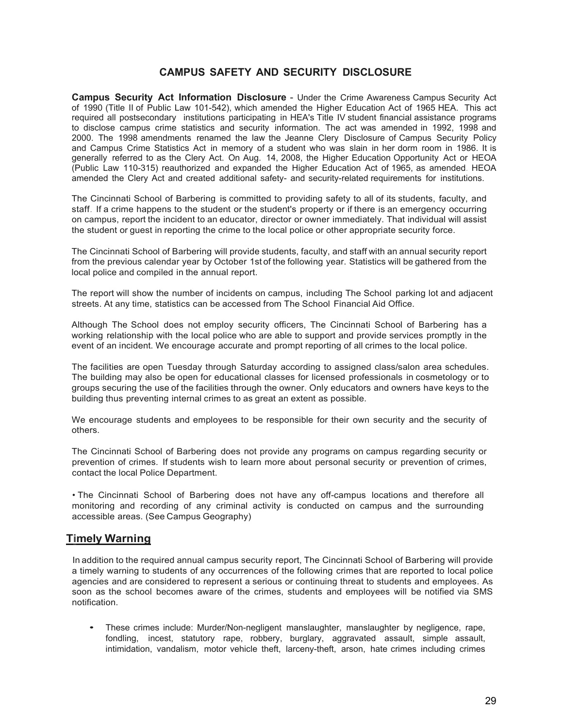## CAMPUS SAFETY AND SECURITY DISCLOSURE

**Campus Security Act Information Disclosure** - Under the Crime Awareness Campus Security Act of 1990 (Title II of Public Law 101-542), which amended the Higher Education Act of 1965 HEA. This act required all postsecondary institutions participating in HEA's Title IV student financial assistance programs to disclose campus crime statistics and security information. The act was amended in 1992, 1998 and 2000. The 1998 amendments renamed the law the Jeanne Clery Disclosure of Campus Security Policy and Campus Crime Statistics Act in memory of a student who was slain in her dorm room in 1986. It is generally referred to as the Clery Act. On Aug. 14, 2008, the Higher Education Opportunity Act or HEOA (Public Law 110-315) reauthorized and expanded the Higher Education Act of 1965, as amended. HEOA amended the Clery Act and created additional safety- and security-related requirements for institutions.

The Cincinnati School of Barbering is committed to providing safety to all of its students, faculty, and staff. If a crime happens to the student or the student's property or if there is an emergency occurring on campus, report the incident to an educator, director or owner immediately. That individual will assist the student or guest in reporting the crime to the local police or other appropriate security force.

The Cincinnati School of Barbering will provide students, faculty, and staff with an annual security report from the previous calendar year by October 1st of the following year. Statistics will be gathered from the local police and compiled in the annual report.

The report will show the number of incidents on campus, including The School parking lot and adjacent streets. At any time, statistics can be accessed from The School Financial Aid Office.

Although The School does not employ security officers, The Cincinnati School of Barbering has a working relationship with the local police who are able to support and provide services promptly in the event of an incident. We encourage accurate and prompt reporting of all crimes to the local police.

The facilities are open Tuesday through Saturday according to assigned class/salon area schedules. The building may also be open for educational classes for licensed professionals in cosmetology or to groups securing the use of the facilities through the owner. Only educators and owners have keys to the building thus preventing internal crimes to as great an extent as possible.

We encourage students and employees to be responsible for their own security and the security of others.

The Cincinnati School of Barbering does not provide any programs on campus regarding security or prevention of crimes. If students wish to learn more about personal security or prevention of crimes, contact the local Police Department.

- The Cincinnati School of Barbering does not have any off-campus locations and therefore all monitoring and recording of any criminal activity is conducted on campus and the surrounding accessible areas. (See Campus Geography)

## Timely Warning

In addition to the required annual campus security report, The Cincinnati School of Barbering will provide a timely warning to students of any occurrences of the following crimes that are reported to local police agencies and are considered to represent a serious or continuing threat to students and employees. As soon as the school becomes aware of the crimes, students and employees will be notified via SMS notification.

- These crimes include: Murder/Non-negligent manslaughter, manslaughter by negligence, rape, fondling, incest, statutory rape, robbery, burglary, aggravated assault, simple assault, intimidation, vandalism, motor vehicle theft, larceny-theft, arson, hate crimes including crimes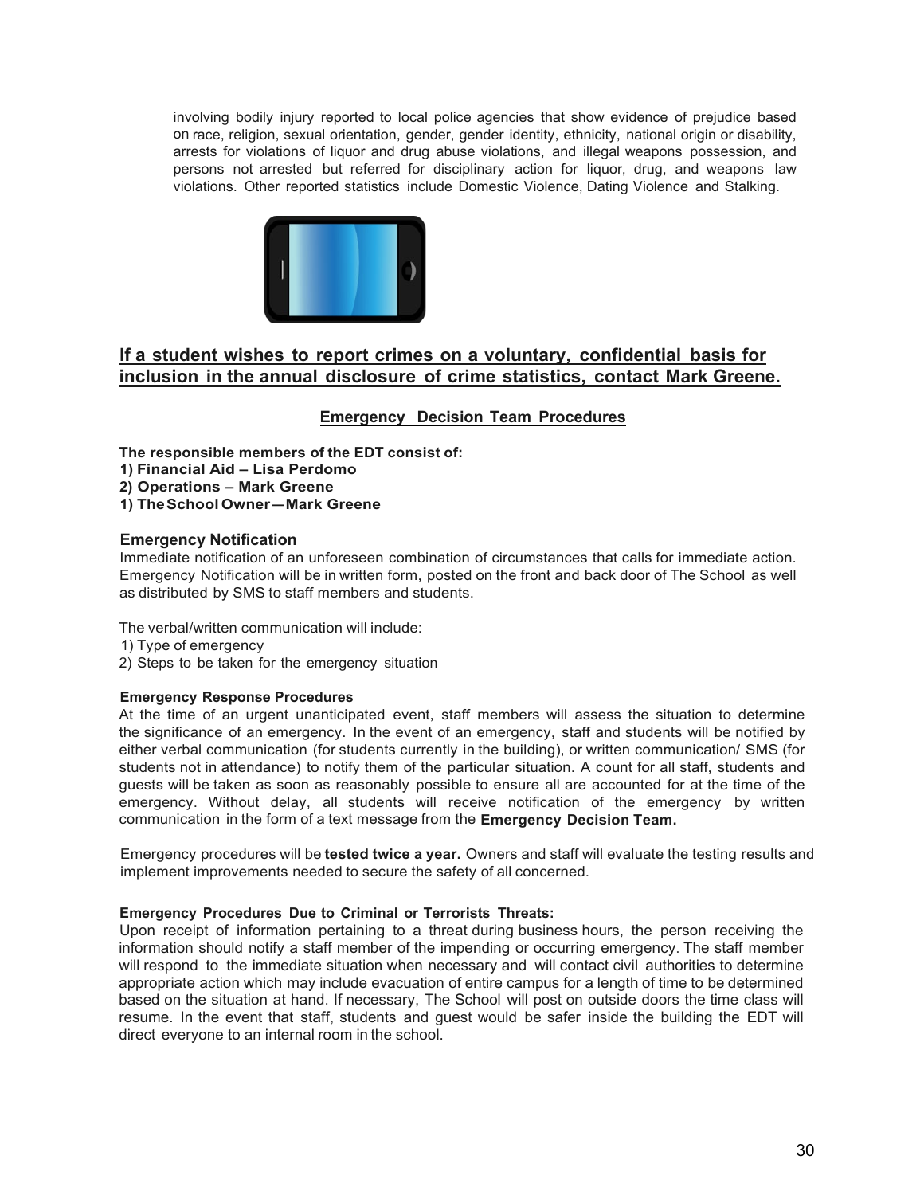involving bodily injury reported to local police agencies that show evidence of prejudice based on race, religion, sexual orientation, gender, gender identity, ethnicity, national origin or disability, arrests for violations of liquor and drug abuse violations, and illegal weapons possession, and persons not arrested but referred for disciplinary action for liquor, drug, and weapons law violations. Other reported statistics include Domestic Violence, Dating Violence and Stalking.

## If a student wishes to report crimes on a voluntary, confidential basis for inclusion in the annual disclosure of crime statistics, contact Mark Greene.

### Emergency Decision Team Procedures

**The responsible members of the EDT consist of:**

**1) Financial Aid – Lisa Perdomo**

**2) Operations – Mark Greene**

**1) The School Owner—Mark Greene**

### Emergency Notification

Immediate notification of an unforeseen combination of circumstances that calls for immediate action. Emergency Notification will be in written form, posted on the front and back door of The School as well as distributed by SMS to staff members and students.

The verbal/written communication will include:

1) Type of emergency

2) Steps to be taken for the emergency situation

**Emergency Response Procedures**

At the time of an urgent unanticipated event, staff members will assess the situation to determine the significance of an emergency. In the event of an emergency, staff and students will be notified by either verbal communication (for students currently in the building), or written communication/ SMS (for students not in attendance) to notify them of the particular situation. A count for all staff, students and guests will be taken as soon as reasonably possible to ensure all are accounted for at the time of the emergency. Without delay, all students will receive notification of the emergency by written communication in the form of a text message from the **Emergency Decision Team.**

Emergency procedures will be **tested twice a year.** Owners and staff will evaluate the testing results and implement improvements needed to secure the safety of all concerned.

**Emergency Procedures Due to Criminal or Terrorists Threats:**

Upon receipt of information pertaining to a threat during business hours, the person receiving the information should notify a staff member of the impending or occurring emergency. The staff member will respond to the immediate situation when necessary and will contact civil authorities to determine appropriate action which may include evacuation of entire campus for a length of time to be determined based on the situation at hand. If necessary, The School will post on outside doors the time class will resume. In the event that staff, students and guest would be safer inside the building the EDT will direct everyone to an internal room in the school.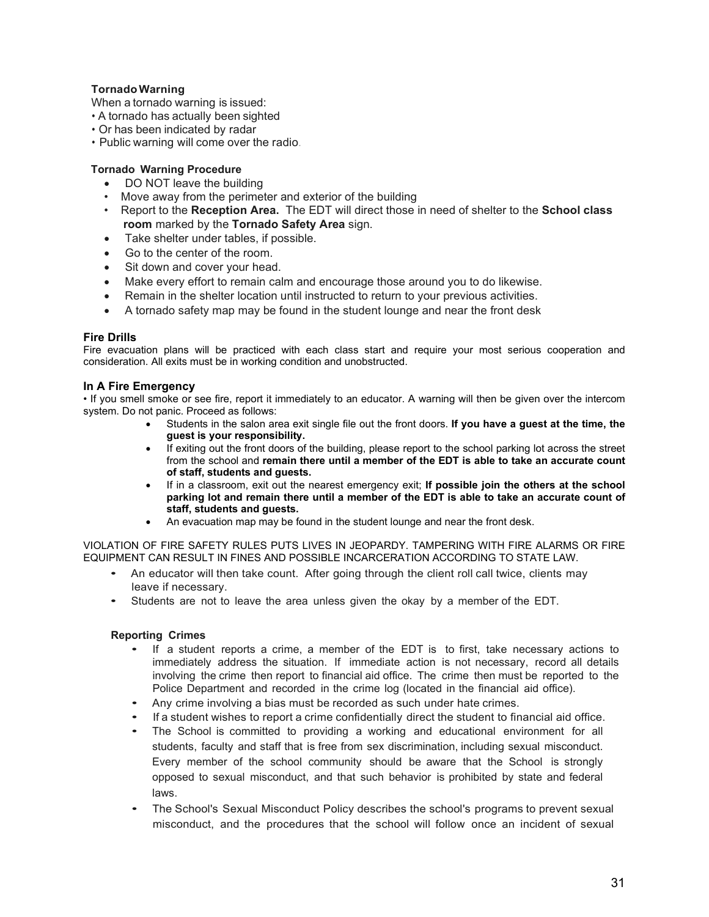**Tornado Warning**

When a tornado warning is issued:

- A tornado has actually been sighted
- Or has been indicated by radar
- Public warning will come over the radio.

**Tornado Warning Procedure**

- DO NOT leave the building
- Move away from the perimeter and exterior of the building
- Report to the **Reception Area.** The EDT will direct those in need of shelter to the **School class room** marked by the **Tornado Safety Area** sign.
- Take shelter under tables, if possible.
- Go to the center of the room.
- Sit down and cover your head.
- Make every effort to remain calm and encourage those around you to do likewise.
- Remain in the shelter location until instructed to return to your previous activities.
- A tornado safety map may be found in the student lounge and near the front desk

**Fire Drills**

Fire evacuation plans will be practiced with each class start and require your most serious cooperation and consideration. All exits must be in working condition and unobstructed.

**In A Fire Emergency**

• If you smell smoke or see fire, report it immediately to an educator. A warning will then be given over the intercom system. Do not panic. Proceed as follows:

- Students in the salon area exit single file out the front doors. **If you have a guest at the time, the guest is your responsibility.**
- If exiting out the front doors of the building, please report to the school parking lot across the street from the school and **remain there until a member of the EDT is able to take an accurate count of staff, students and guests.**
- If in a classroom, exit out the nearest emergency exit; **If possible join the others at the school parking lot and remain there until a member of the EDT is able to take an accurate count of staff, students and guests.**
- An evacuation map may be found in the student lounge and near the front desk.

VIOLATION OF FIRE SAFETY RULES PUTS LIVES IN JEOPARDY. TAMPERING WITH FIRE ALARMS OR FIRE EQUIPMENT CAN RESULT IN FINES AND POSSIBLE INCARCERATION ACCORDING TO STATE LAW.

- An educator will then take count. After going through the client roll call twice, clients may leave if necessary.
- Students are not to leave the area unless given the okay by a member of the EDT.

**Reporting Crimes**

- If a student reports a crime, a member of the EDT is to first, take necessary actions to immediately address the situation. If immediate action is not necessary, record all details involving the crime then report to financial aid office. The crime then must be reported to the Police Department and recorded in the crime log (located in the financial aid office).
- Any crime involving a bias must be recorded as such under hate crimes.
- If a student wishes to report a crime confidentially direct the student to financial aid office.
- The School is committed to providing a working and educational environment for all students, faculty and staff that is free from sex discrimination, including sexual misconduct. Every member of the school community should be aware that the School is strongly opposed to sexual misconduct, and that such behavior is prohibited by state and federal laws.
- The School's Sexual Misconduct Policy describes the school's programs to prevent sexual misconduct, and the procedures that the school will follow once an incident of sexual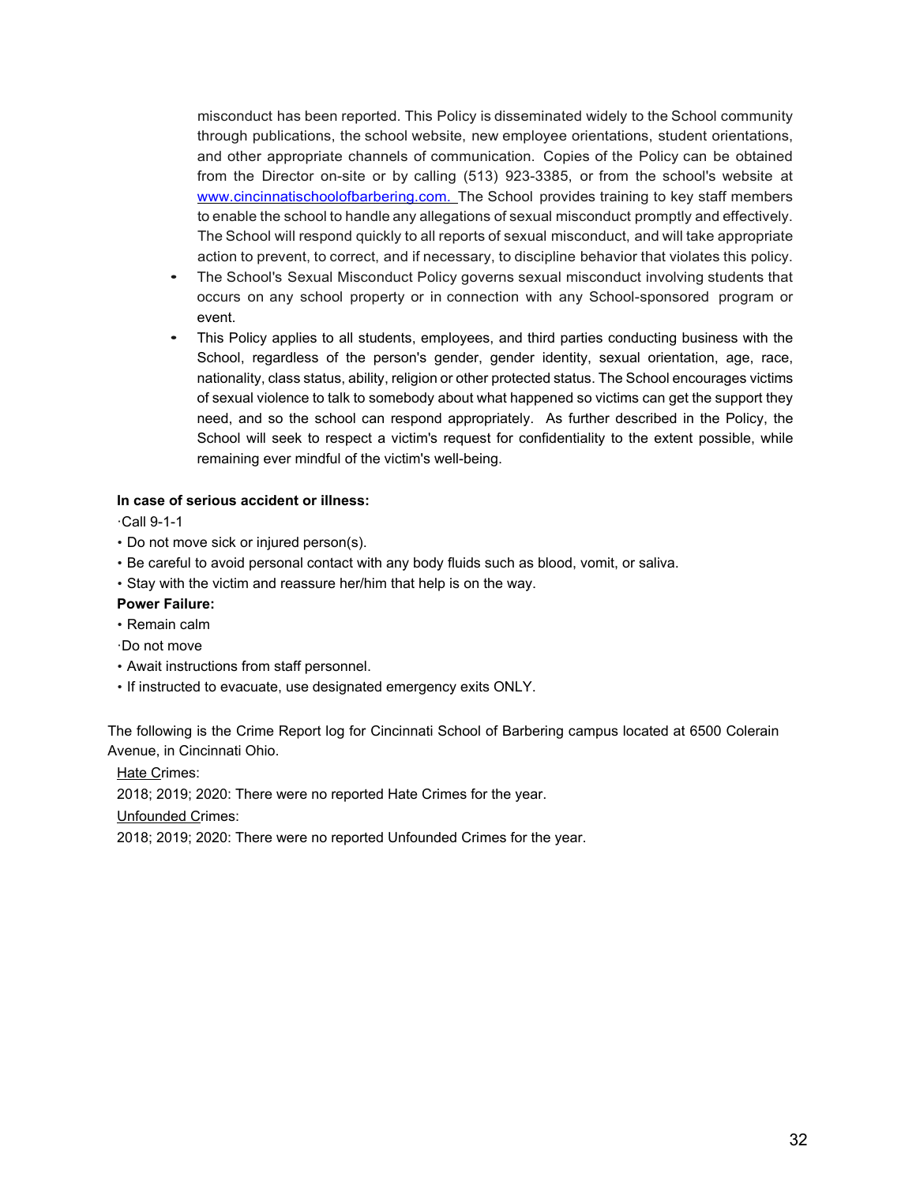misconduct has been reported. This Policy is disseminated widely to the School community through publications, the school website, new employee orientations, student orientations, and other appropriate channels of communication. Copies of the Policy can be obtained from the Director on-site or by calling (513) 923-3385, or from the school's website at [www.cincinnatischoolofbarbering.com.](http://www.cincinnatischoolofbarbering.com) The School provides training to key staff members to enable the school to handle any allegations of sexual misconduct promptly and effectively. The School will respond quickly to all reports of sexual misconduct, and will take appropriate action to prevent, to correct, and if necessary, to discipline behavior that violates this policy.

- The School's Sexual Misconduct Policy governs sexual misconduct involving students that occurs on any school property or in connection with any School-sponsored program or event.
- This Policy applies to all students, employees, and third parties conducting business with the School, regardless of the person's gender, gender identity, sexual orientation, age, race, nationality, class status, ability, religion or other protected status. The School encourages victims of sexual violence to talk to somebody about what happened so victims can get the support they need, and so the school can respond appropriately. As further described in the Policy, the School will seek to respect a victim's request for confidentiality to the extent possible, while remaining ever mindful of the victim's well-being.

**In case of serious accident or illness:**

- Call 9-1-1
- Do not move sick or injured person(s).
- Be careful to avoid personal contact with any body fluids such as blood, vomit, or saliva.
- Stay with the victim and reassure her/him that help is on the way.

**Power Failure:**

- Remain calm
- Do not move
- Await instructions from staff personnel.
- If instructed to evacuate, use designated emergency exits ONLY.

The following is the Crime Report log for Cincinnati School of Barbering campus located at 6500 Colerain Avenue, in Cincinnati Ohio.

Hate Crimes:

2018; 2019; 2020: There were no reported Hate Crimes for the year.

Unfounded Crimes:

2018; 2019; 2020: There were no reported Unfounded Crimes for the year.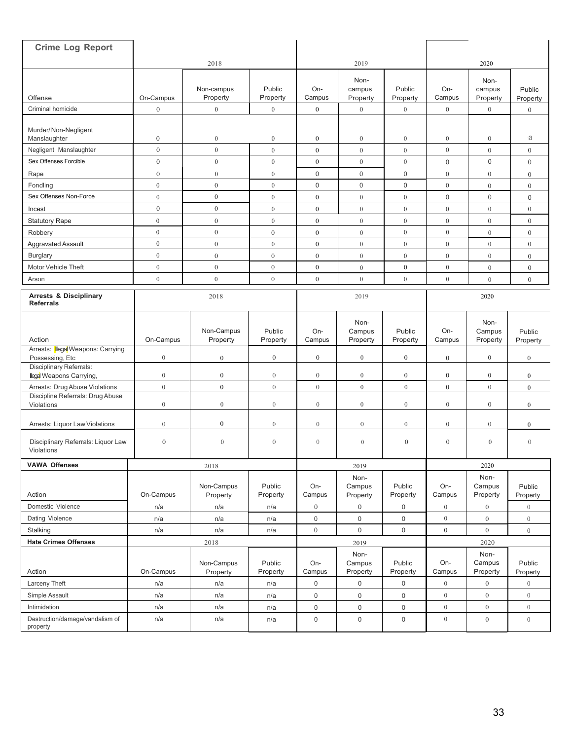| Crime Log Report | 2018 | | | 2019 | | | 2020 | | |
|---|---|---|---|---|---|---|---|---|---|
| Offense | On-Campus | Non-campus Property | Public Property | On-Campus | Non-campus Property | Public Property | On-Campus | Non-campus Property | Public Property |
| Criminal homicide | 0 | 0 | 0 | 0 | 0 | 0 | 0 | 0 | 0 |
| Murder/ Non-Negligent Manslaughter | 0 | 0 | 0 | 0 | 0 | 0 | 0 | 0 | a |
| Negligent Manslaughter | 0 | 0 | 0 | 0 | 0 | 0 | 0 | 0 | 0 |
| Sex Offenses Forcible | 0 | 0 | 0 | 0 | 0 | 0 | 0 | 0 | 0 |
| Rape | 0 | 0 | 0 | 0 | 0 | 0 | 0 | 0 | 0 |
| Fondling | 0 | 0 | 0 | 0 | 0 | 0 | 0 | 0 | 0 |
| Sex Offenses Non-Force | 0 | 0 | 0 | 0 | 0 | 0 | 0 | 0 | 0 |
| Incest | 0 | 0 | 0 | 0 | 0 | 0 | 0 | 0 | 0 |
| Statutory Rape | 0 | 0 | 0 | 0 | 0 | 0 | 0 | 0 | 0 |
| Robbery | 0 | 0 | 0 | 0 | 0 | 0 | 0 | 0 | 0 |
| Aggravated Assault | 0 | 0 | 0 | 0 | 0 | 0 | 0 | 0 | 0 |
| Burglary | 0 | 0 | 0 | 0 | 0 | 0 | 0 | 0 | 0 |
| Motor Vehicle Theft | 0 | 0 | 0 | 0 | 0 | 0 | 0 | 0 | 0 |
| Arson | 0 | 0 | 0 | 0 | 0 | 0 | 0 | 0 | 0 |

| Arrests & Disciplinary Referrals | 2018 | | | 2019 | | | 2020 | | |
|---|---|---|---|---|---|---|---|---|---|
| Action | On-Campus | Non-Campus Property | Public Property | On-Campus | Non-Campus Property | Public Property | On-Campus | Non-Campus Property | Public Property |
| Arrests: Illegal Weapons: Carrying Possessing, Etc | 0 | 0 | 0 | 0 | 0 | 0 | 0 | 0 | 0 |
| Disciplinary Referrals: Illegal Weapons Carrying, | 0 | 0 | 0 | 0 | 0 | 0 | 0 | 0 | 0 |
| Arrests: Drug Abuse Violations | 0 | 0 | 0 | 0 | 0 | 0 | 0 | 0 | 0 |
| Discipline Referrals: Drug Abuse Violations | 0 | 0 | 0 | 0 | 0 | 0 | 0 | 0 | 0 |
| Arrests: Liquor Law Violations | 0 | 0 | 0 | 0 | 0 | 0 | 0 | 0 | 0 |
| Disciplinary Referrals: Liquor Law Violations | 0 | 0 | 0 | 0 | 0 | 0 | 0 | 0 | 0 |

| VAWA Offenses | 2018 | | | 2019 | | | 2020 | | |
|---|---|---|---|---|---|---|---|---|---|
| Action | On-Campus | Non-Campus Property | Public Property | On-Campus | Non-Campus Property | Public Property | On-Campus | Non-Campus Property | Public Property |
| Domestic Violence | n/a | n/a | n/a | 0 | 0 | 0 | 0 | 0 | 0 |
| Dating Violence | n/a | n/a | n/a | 0 | 0 | 0 | 0 | 0 | 0 |
| Stalking | n/a | n/a | n/a | 0 | 0 | 0 | 0 | 0 | 0 |

| Hate Crimes Offenses | 2018 | | | 2019 | | | 2020 | | |
|---|---|---|---|---|---|---|---|---|---|
| Action | On-Campus | Non-Campus Property | Public Property | On-Campus | Non-Campus Property | Public Property | On-Campus | Non-Campus Property | Public Property |
| Larceny Theft | n/a | n/a | n/a | 0 | 0 | 0 | 0 | 0 | 0 |
| Simple Assault | n/a | n/a | n/a | 0 | 0 | 0 | 0 | 0 | 0 |
| Intimidation | n/a | n/a | n/a | 0 | 0 | 0 | 0 | 0 | 0 |
| Destruction/damage/vandalism of property | n/a | n/a | n/a | 0 | 0 | 0 | 0 | 0 | 0 |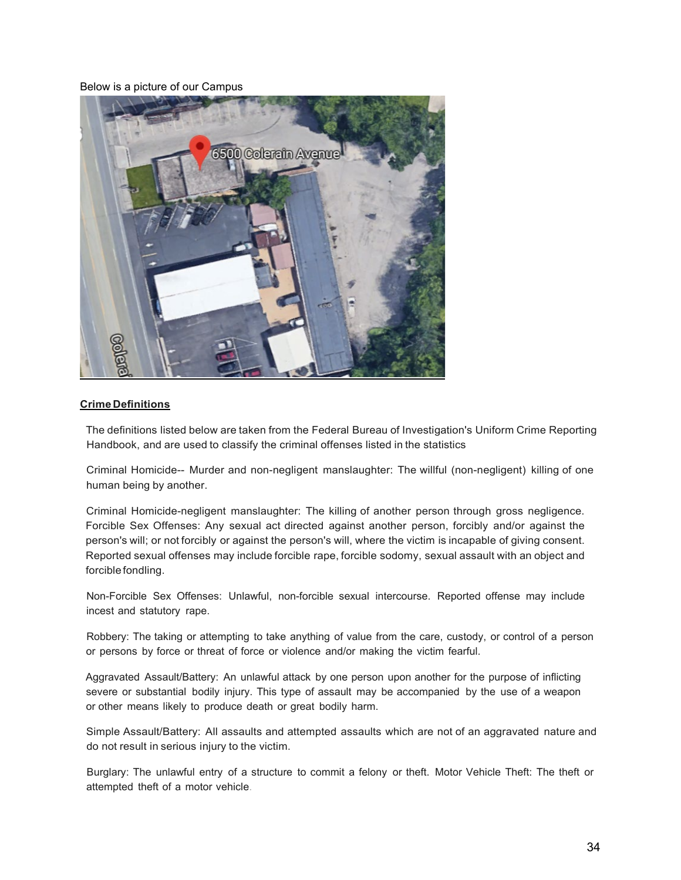Below is a picture of our Campus

**Crime Definitions**

The definitions listed below are taken from the Federal Bureau of Investigation's Uniform Crime Reporting Handbook, and are used to classify the criminal offenses listed in the statistics

Criminal Homicide-- Murder and non-negligent manslaughter: The willful (non-negligent) killing of one human being by another.

Criminal Homicide-negligent manslaughter: The killing of another person through gross negligence. Forcible Sex Offenses: Any sexual act directed against another person, forcibly and/or against the person's will; or not forcibly or against the person's will, where the victim is incapable of giving consent. Reported sexual offenses may include forcible rape, forcible sodomy, sexual assault with an object and forcible fondling.

Non-Forcible Sex Offenses: Unlawful, non-forcible sexual intercourse. Reported offense may include incest and statutory rape.

Robbery: The taking or attempting to take anything of value from the care, custody, or control of a person or persons by force or threat of force or violence and/or making the victim fearful.

Aggravated Assault/Battery: An unlawful attack by one person upon another for the purpose of inflicting severe or substantial bodily injury. This type of assault may be accompanied by the use of a weapon or other means likely to produce death or great bodily harm.

Simple Assault/Battery: All assaults and attempted assaults which are not of an aggravated nature and do not result in serious injury to the victim.

Burglary: The unlawful entry of a structure to commit a felony or theft. Motor Vehicle Theft: The theft or attempted theft of a motor vehicle.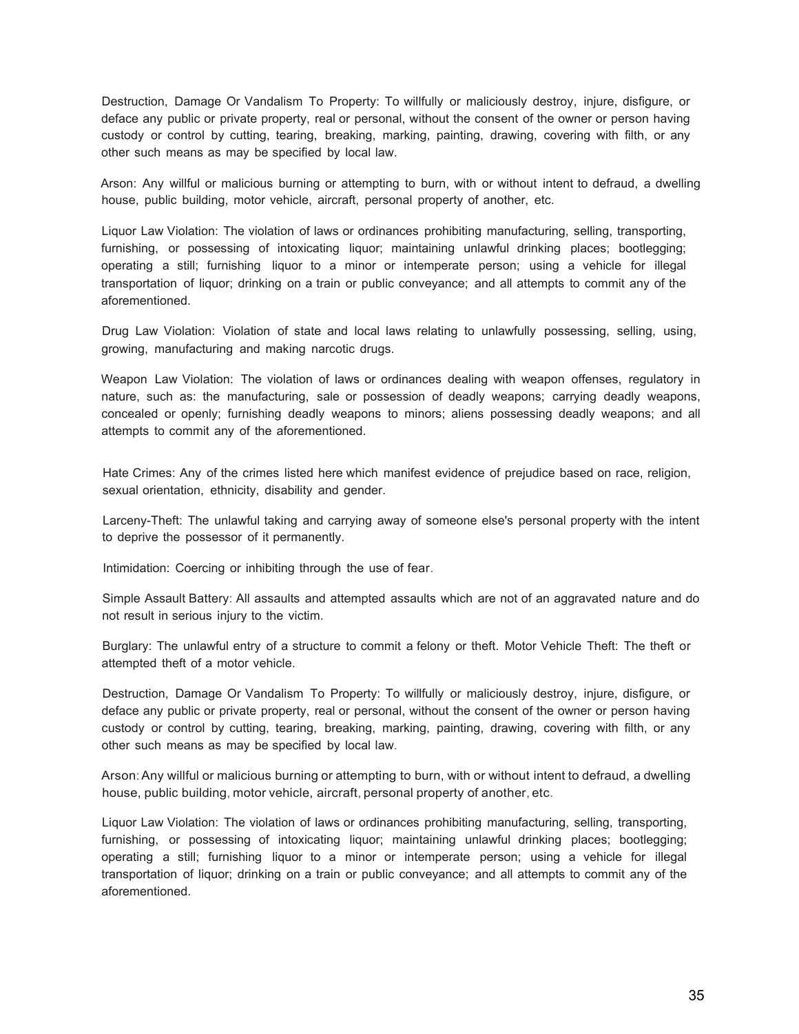Destruction, Damage Or Vandalism To Property: To willfully or maliciously destroy, injure, disfigure, or deface any public or private property, real or personal, without the consent of the owner or person having custody or control by cutting, tearing, breaking, marking, painting, drawing, covering with filth, or any other such means as may be specified by local law.

Arson: Any willful or malicious burning or attempting to burn, with or without intent to defraud, a dwelling house, public building, motor vehicle, aircraft, personal property of another, etc.

Liquor Law Violation: The violation of laws or ordinances prohibiting manufacturing, selling, transporting, furnishing, or possessing of intoxicating liquor; maintaining unlawful drinking places; bootlegging; operating a still; furnishing liquor to a minor or intemperate person; using a vehicle for illegal transportation of liquor; drinking on a train or public conveyance; and all attempts to commit any of the aforementioned.

Drug Law Violation: Violation of state and local laws relating to unlawfully possessing, selling, using, growing, manufacturing and making narcotic drugs.

Weapon Law Violation: The violation of laws or ordinances dealing with weapon offenses, regulatory in nature, such as: the manufacturing, sale or possession of deadly weapons; carrying deadly weapons, concealed or openly; furnishing deadly weapons to minors; aliens possessing deadly weapons; and all attempts to commit any of the aforementioned.

Hate Crimes: Any of the crimes listed here which manifest evidence of prejudice based on race, religion, sexual orientation, ethnicity, disability and gender.

Larceny-Theft: The unlawful taking and carrying away of someone else's personal property with the intent to deprive the possessor of it permanently.

Intimidation: Coercing or inhibiting through the use of fear.

Simple Assault Battery: All assaults and attempted assaults which are not of an aggravated nature and do not result in serious injury to the victim.

Burglary: The unlawful entry of a structure to commit a felony or theft. Motor Vehicle Theft: The theft or attempted theft of a motor vehicle.

Destruction, Damage Or Vandalism To Property: To willfully or maliciously destroy, injure, disfigure, or deface any public or private property, real or personal, without the consent of the owner or person having custody or control by cutting, tearing, breaking, marking, painting, drawing, covering with filth, or any other such means as may be specified by local law.

Arson: Any willful or malicious burning or attempting to burn, with or without intent to defraud, a dwelling house, public building, motor vehicle, aircraft, personal property of another, etc.

Liquor Law Violation: The violation of laws or ordinances prohibiting manufacturing, selling, transporting, furnishing, or possessing of intoxicating liquor; maintaining unlawful drinking places; bootlegging; operating a still; furnishing liquor to a minor or intemperate person; using a vehicle for illegal transportation of liquor; drinking on a train or public conveyance; and all attempts to commit any of the aforementioned.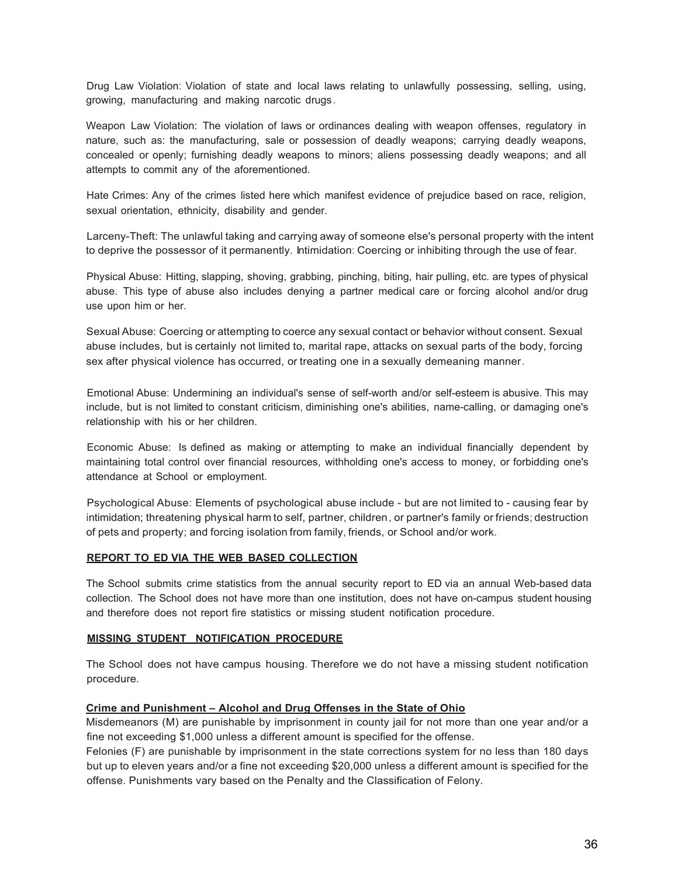Drug Law Violation: Violation of state and local laws relating to unlawfully possessing, selling, using, growing, manufacturing and making narcotic drugs.

Weapon Law Violation: The violation of laws or ordinances dealing with weapon offenses, regulatory in nature, such as: the manufacturing, sale or possession of deadly weapons; carrying deadly weapons, concealed or openly; furnishing deadly weapons to minors; aliens possessing deadly weapons; and all attempts to commit any of the aforementioned.

Hate Crimes: Any of the crimes listed here which manifest evidence of prejudice based on race, religion, sexual orientation, ethnicity, disability and gender.

Larceny-Theft: The unlawful taking and carrying away of someone else's personal property with the intent to deprive the possessor of it permanently. Intimidation: Coercing or inhibiting through the use of fear.

Physical Abuse: Hitting, slapping, shoving, grabbing, pinching, biting, hair pulling, etc. are types of physical abuse. This type of abuse also includes denying a partner medical care or forcing alcohol and/or drug use upon him or her.

Sexual Abuse: Coercing or attempting to coerce any sexual contact or behavior without consent. Sexual abuse includes, but is certainly not limited to, marital rape, attacks on sexual parts of the body, forcing sex after physical violence has occurred, or treating one in a sexually demeaning manner.

Emotional Abuse: Undermining an individual's sense of self-worth and/or self-esteem is abusive. This may include, but is not limited to constant criticism, diminishing one's abilities, name-calling, or damaging one's relationship with his or her children.

Economic Abuse: Is defined as making or attempting to make an individual financially dependent by maintaining total control over financial resources, withholding one's access to money, or forbidding one's attendance at School or employment.

Psychological Abuse: Elements of psychological abuse include - but are not limited to - causing fear by intimidation; threatening physical harm to self, partner, children, or partner's family or friends; destruction of pets and property; and forcing isolation from family, friends, or School and/or work.

**REPORT TO ED VIA THE WEB BASED COLLECTION**

The School submits crime statistics from the annual security report to ED via an annual Web-based data collection. The School does not have more than one institution, does not have on-campus student housing and therefore does not report fire statistics or missing student notification procedure.

**MISSING STUDENT NOTIFICATION PROCEDURE**

The School does not have campus housing. Therefore we do not have a missing student notification procedure.

**Crime and Punishment – Alcohol and Drug Offenses in the State of Ohio**

Misdemeanors (M) are punishable by imprisonment in county jail for not more than one year and/or a fine not exceeding $1,000 unless a different amount is specified for the offense.

Felonies (F) are punishable by imprisonment in the state corrections system for no less than 180 days but up to eleven years and/or a fine not exceeding $20,000 unless a different amount is specified for the offense. Punishments vary based on the Penalty and the Classification of Felony.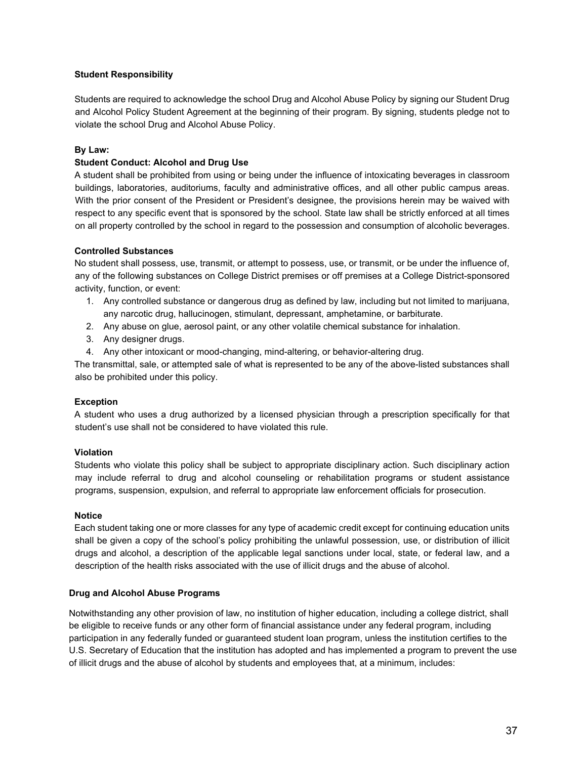**Student Responsibility**

Students are required to acknowledge the school Drug and Alcohol Abuse Policy by signing our Student Drug and Alcohol Policy Student Agreement at the beginning of their program. By signing, students pledge not to violate the school Drug and Alcohol Abuse Policy.

**By Law:**

**Student Conduct: Alcohol and Drug Use**

A student shall be prohibited from using or being under the influence of intoxicating beverages in classroom buildings, laboratories, auditoriums, faculty and administrative offices, and all other public campus areas. With the prior consent of the President or President's designee, the provisions herein may be waived with respect to any specific event that is sponsored by the school. State law shall be strictly enforced at all times on all property controlled by the school in regard to the possession and consumption of alcoholic beverages.

**Controlled Substances**

No student shall possess, use, transmit, or attempt to possess, use, or transmit, or be under the influence of, any of the following substances on College District premises or off premises at a College District-sponsored activity, function, or event:

1. Any controlled substance or dangerous drug as defined by law, including but not limited to marijuana, any narcotic drug, hallucinogen, stimulant, depressant, amphetamine, or barbiturate.
2. Any abuse on glue, aerosol paint, or any other volatile chemical substance for inhalation.
3. Any designer drugs.
4. Any other intoxicant or mood-changing, mind-altering, or behavior-altering drug.

The transmittal, sale, or attempted sale of what is represented to be any of the above-listed substances shall also be prohibited under this policy.

**Exception**

A student who uses a drug authorized by a licensed physician through a prescription specifically for that student's use shall not be considered to have violated this rule.

**Violation**

Students who violate this policy shall be subject to appropriate disciplinary action. Such disciplinary action may include referral to drug and alcohol counseling or rehabilitation programs or student assistance programs, suspension, expulsion, and referral to appropriate law enforcement officials for prosecution.

**Notice**

Each student taking one or more classes for any type of academic credit except for continuing education units shall be given a copy of the school's policy prohibiting the unlawful possession, use, or distribution of illicit drugs and alcohol, a description of the applicable legal sanctions under local, state, or federal law, and a description of the health risks associated with the use of illicit drugs and the abuse of alcohol.

**Drug and Alcohol Abuse Programs**

Notwithstanding any other provision of law, no institution of higher education, including a college district, shall be eligible to receive funds or any other form of financial assistance under any federal program, including participation in any federally funded or guaranteed student loan program, unless the institution certifies to the U.S. Secretary of Education that the institution has adopted and has implemented a program to prevent the use of illicit drugs and the abuse of alcohol by students and employees that, at a minimum, includes: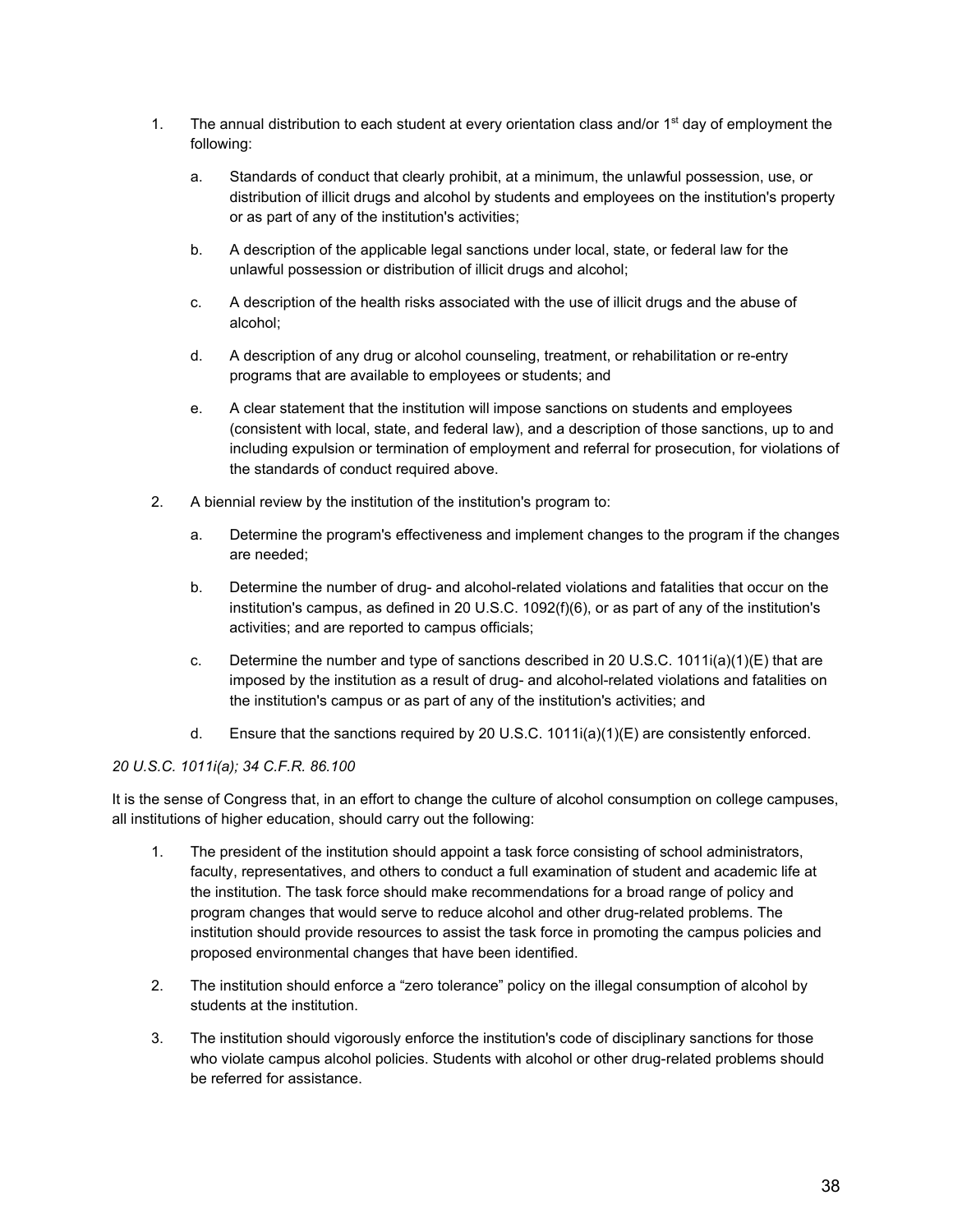1. The annual distribution to each student at every orientation class and/or 1st day of employment the following:

    a. Standards of conduct that clearly prohibit, at a minimum, the unlawful possession, use, or distribution of illicit drugs and alcohol by students and employees on the institution's property or as part of any of the institution's activities;

    b. A description of the applicable legal sanctions under local, state, or federal law for the unlawful possession or distribution of illicit drugs and alcohol;

    c. A description of the health risks associated with the use of illicit drugs and the abuse of alcohol;

    d. A description of any drug or alcohol counseling, treatment, or rehabilitation or re-entry programs that are available to employees or students; and

    e. A clear statement that the institution will impose sanctions on students and employees (consistent with local, state, and federal law), and a description of those sanctions, up to and including expulsion or termination of employment and referral for prosecution, for violations of the standards of conduct required above.

2. A biennial review by the institution of the institution's program to:

    a. Determine the program's effectiveness and implement changes to the program if the changes are needed;

    b. Determine the number of drug- and alcohol-related violations and fatalities that occur on the institution's campus, as defined in 20 U.S.C. 1092(f)(6), or as part of any of the institution's activities; and are reported to campus officials;

    c. Determine the number and type of sanctions described in 20 U.S.C. 1011i(a)(1)(E) that are imposed by the institution as a result of drug- and alcohol-related violations and fatalities on the institution's campus or as part of any of the institution's activities; and

    d. Ensure that the sanctions required by 20 U.S.C. 1011i(a)(1)(E) are consistently enforced.

*20 U.S.C. 1011i(a); 34 C.F.R. 86.100*

It is the sense of Congress that, in an effort to change the culture of alcohol consumption on college campuses, all institutions of higher education, should carry out the following:

1. The president of the institution should appoint a task force consisting of school administrators, faculty, representatives, and others to conduct a full examination of student and academic life at the institution. The task force should make recommendations for a broad range of policy and program changes that would serve to reduce alcohol and other drug-related problems. The institution should provide resources to assist the task force in promoting the campus policies and proposed environmental changes that have been identified.

2. The institution should enforce a "zero tolerance" policy on the illegal consumption of alcohol by students at the institution.

3. The institution should vigorously enforce the institution's code of disciplinary sanctions for those who violate campus alcohol policies. Students with alcohol or other drug-related problems should be referred for assistance.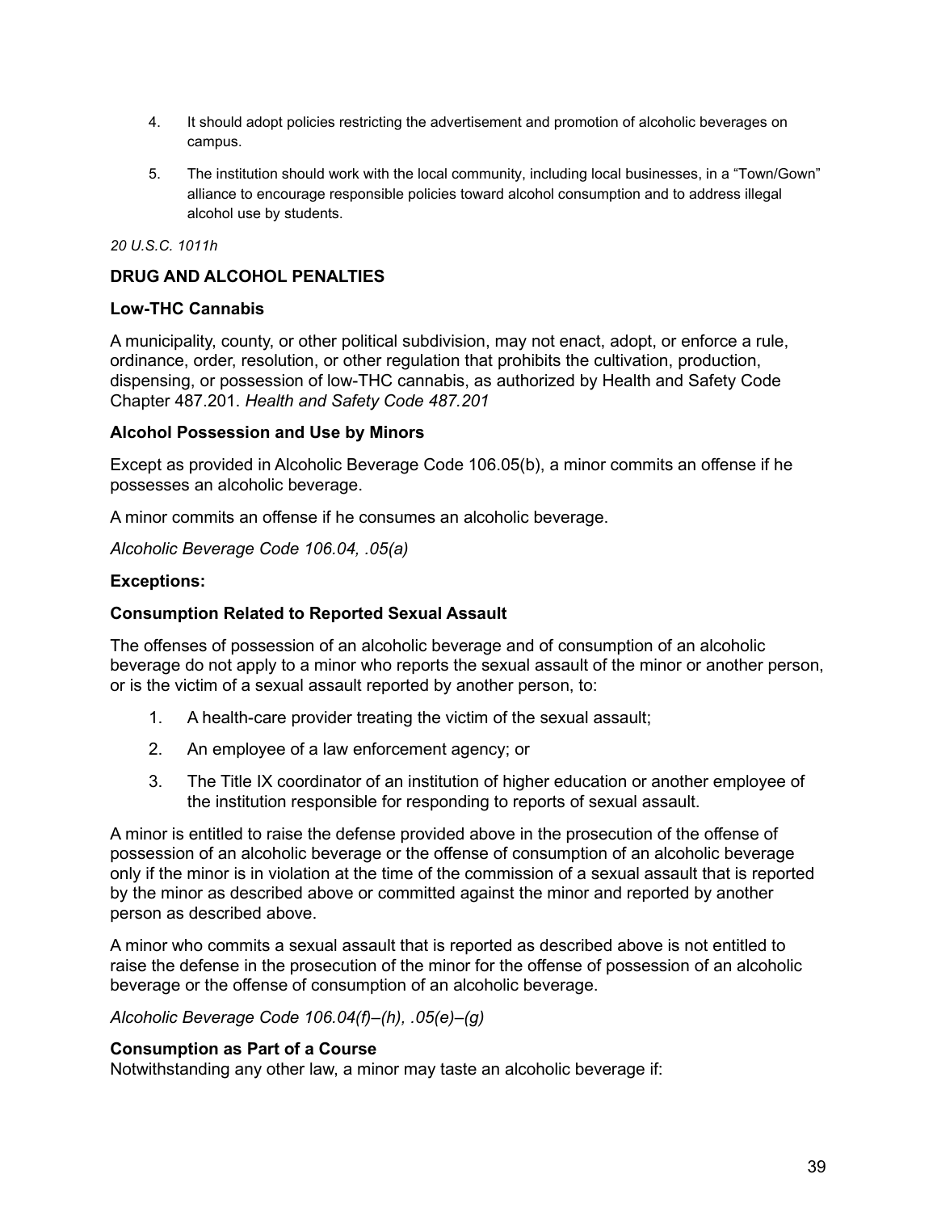4. It should adopt policies restricting the advertisement and promotion of alcoholic beverages on campus.

5. The institution should work with the local community, including local businesses, in a "Town/Gown" alliance to encourage responsible policies toward alcohol consumption and to address illegal alcohol use by students.

*20 U.S.C. 1011h*

**DRUG AND ALCOHOL PENALTIES**

**Low-THC Cannabis**

A municipality, county, or other political subdivision, may not enact, adopt, or enforce a rule, ordinance, order, resolution, or other regulation that prohibits the cultivation, production, dispensing, or possession of low-THC cannabis, as authorized by Health and Safety Code Chapter 487.201. *Health and Safety Code 487.201*

**Alcohol Possession and Use by Minors**

Except as provided in Alcoholic Beverage Code 106.05(b), a minor commits an offense if he possesses an alcoholic beverage.

A minor commits an offense if he consumes an alcoholic beverage.

*Alcoholic Beverage Code 106.04, .05(a)*

**Exceptions:**

**Consumption Related to Reported Sexual Assault**

The offenses of possession of an alcoholic beverage and of consumption of an alcoholic beverage do not apply to a minor who reports the sexual assault of the minor or another person, or is the victim of a sexual assault reported by another person, to:

1. A health-care provider treating the victim of the sexual assault;
2. An employee of a law enforcement agency; or
3. The Title IX coordinator of an institution of higher education or another employee of the institution responsible for responding to reports of sexual assault.

A minor is entitled to raise the defense provided above in the prosecution of the offense of possession of an alcoholic beverage or the offense of consumption of an alcoholic beverage only if the minor is in violation at the time of the commission of a sexual assault that is reported by the minor as described above or committed against the minor and reported by another person as described above.

A minor who commits a sexual assault that is reported as described above is not entitled to raise the defense in the prosecution of the minor for the offense of possession of an alcoholic beverage or the offense of consumption of an alcoholic beverage.

*Alcoholic Beverage Code 106.04(f)–(h), .05(e)–(g)*

**Consumption as Part of a Course**

Notwithstanding any other law, a minor may taste an alcoholic beverage if: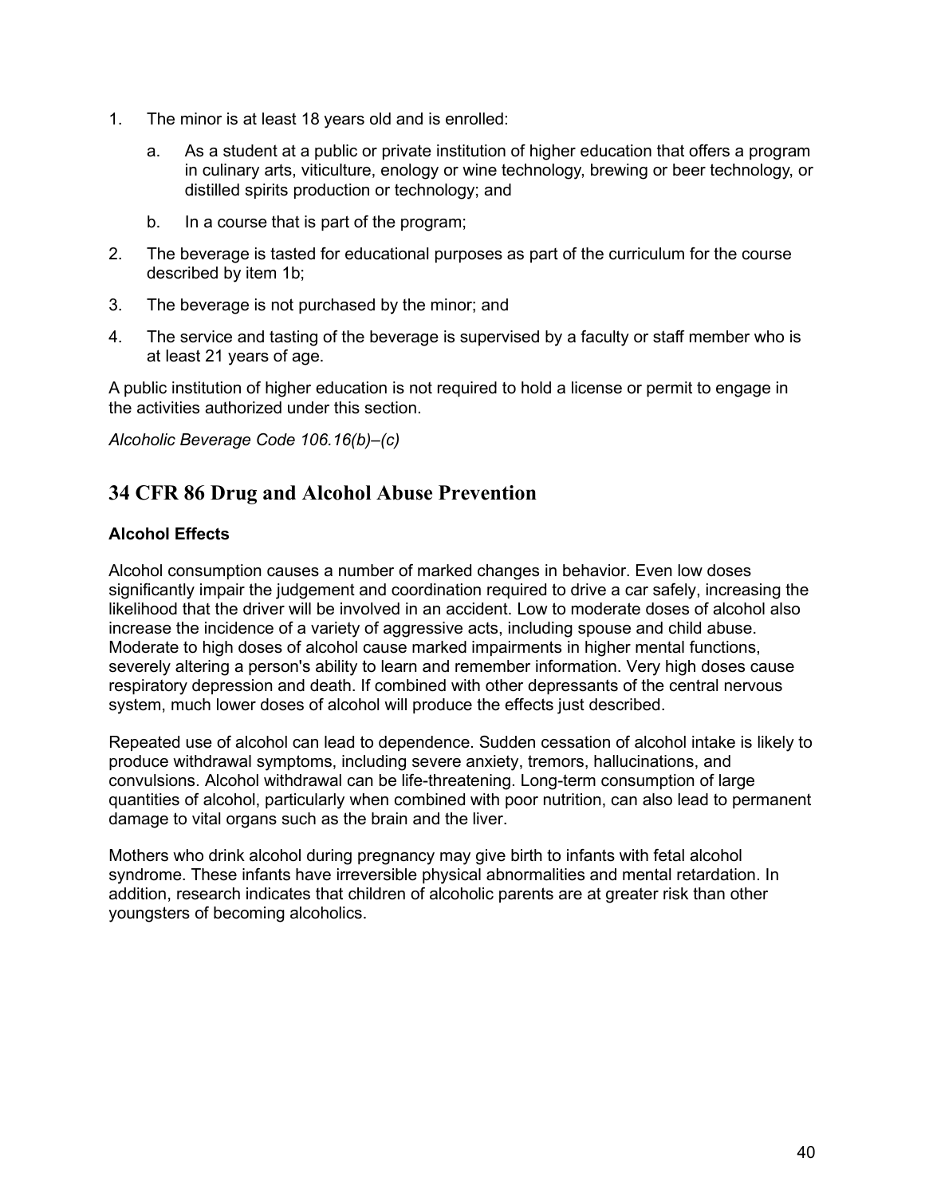1. The minor is at least 18 years old and is enrolled:
   a. As a student at a public or private institution of higher education that offers a program in culinary arts, viticulture, enology or wine technology, brewing or beer technology, or distilled spirits production or technology; and
   b. In a course that is part of the program;
2. The beverage is tasted for educational purposes as part of the curriculum for the course described by item 1b;
3. The beverage is not purchased by the minor; and
4. The service and tasting of the beverage is supervised by a faculty or staff member who is at least 21 years of age.

A public institution of higher education is not required to hold a license or permit to engage in the activities authorized under this section.

*Alcoholic Beverage Code 106.16(b)–(c)*

## 34 CFR 86 Drug and Alcohol Abuse Prevention

### Alcohol Effects

Alcohol consumption causes a number of marked changes in behavior. Even low doses significantly impair the judgement and coordination required to drive a car safely, increasing the likelihood that the driver will be involved in an accident. Low to moderate doses of alcohol also increase the incidence of a variety of aggressive acts, including spouse and child abuse. Moderate to high doses of alcohol cause marked impairments in higher mental functions, severely altering a person's ability to learn and remember information. Very high doses cause respiratory depression and death. If combined with other depressants of the central nervous system, much lower doses of alcohol will produce the effects just described.

Repeated use of alcohol can lead to dependence. Sudden cessation of alcohol intake is likely to produce withdrawal symptoms, including severe anxiety, tremors, hallucinations, and convulsions. Alcohol withdrawal can be life-threatening. Long-term consumption of large quantities of alcohol, particularly when combined with poor nutrition, can also lead to permanent damage to vital organs such as the brain and the liver.

Mothers who drink alcohol during pregnancy may give birth to infants with fetal alcohol syndrome. These infants have irreversible physical abnormalities and mental retardation. In addition, research indicates that children of alcoholic parents are at greater risk than other youngsters of becoming alcoholics.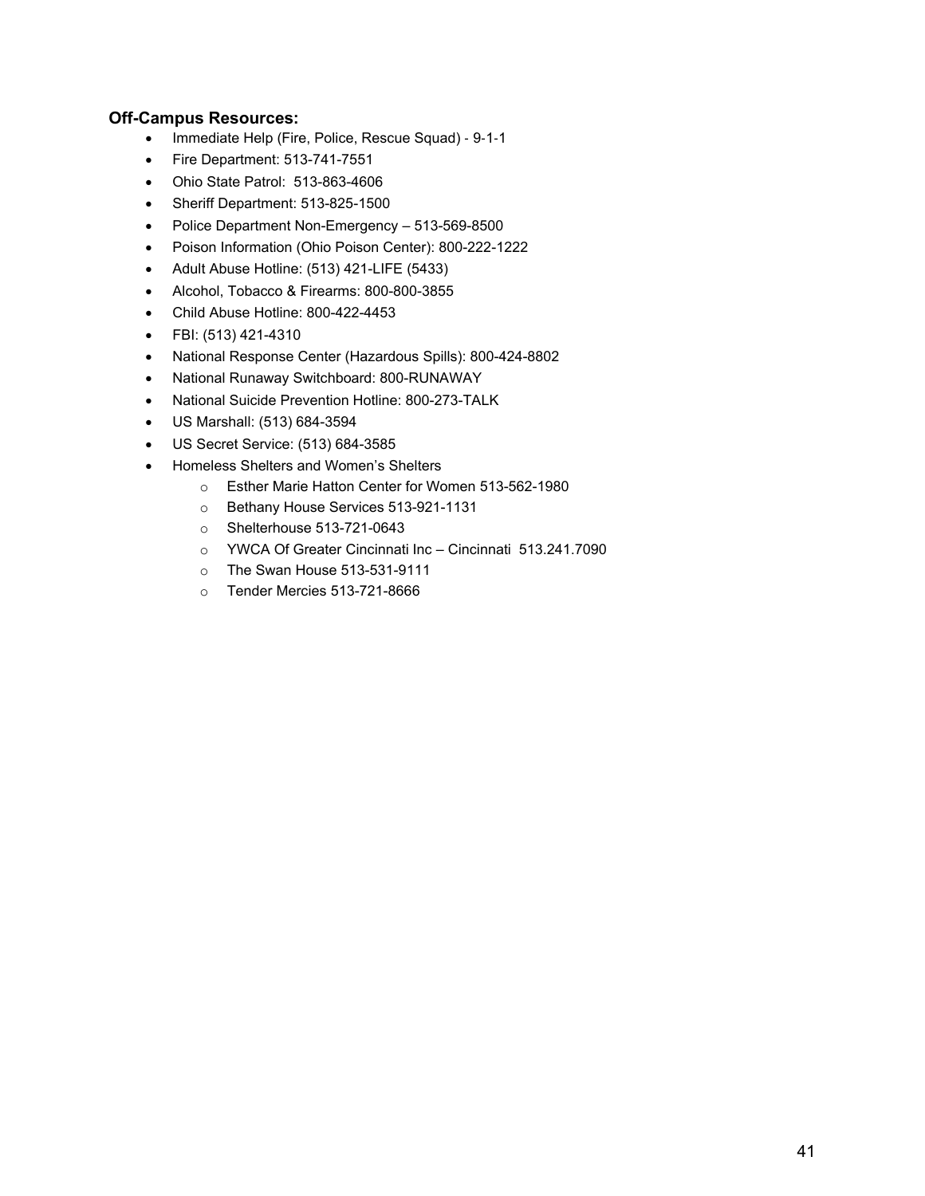**Off-Campus Resources:**

- Immediate Help (Fire, Police, Rescue Squad) - 9-1-1
- Fire Department: 513-741-7551
- Ohio State Patrol: 513-863-4606
- Sheriff Department: 513-825-1500
- Police Department Non-Emergency – 513-569-8500
- Poison Information (Ohio Poison Center): 800-222-1222
- Adult Abuse Hotline: (513) 421-LIFE (5433)
- Alcohol, Tobacco & Firearms: 800-800-3855
- Child Abuse Hotline: 800-422-4453
- FBI: (513) 421-4310
- National Response Center (Hazardous Spills): 800-424-8802
- National Runaway Switchboard: 800-RUNAWAY
- National Suicide Prevention Hotline: 800-273-TALK
- US Marshall: (513) 684-3594
- US Secret Service: (513) 684-3585
- Homeless Shelters and Women's Shelters
    - Esther Marie Hatton Center for Women 513-562-1980
    - Bethany House Services 513-921-1131
    - Shelterhouse 513-721-0643
    - YWCA Of Greater Cincinnati Inc – Cincinnati 513.241.7090
    - The Swan House 513-531-9111
    - Tender Mercies 513-721-8666